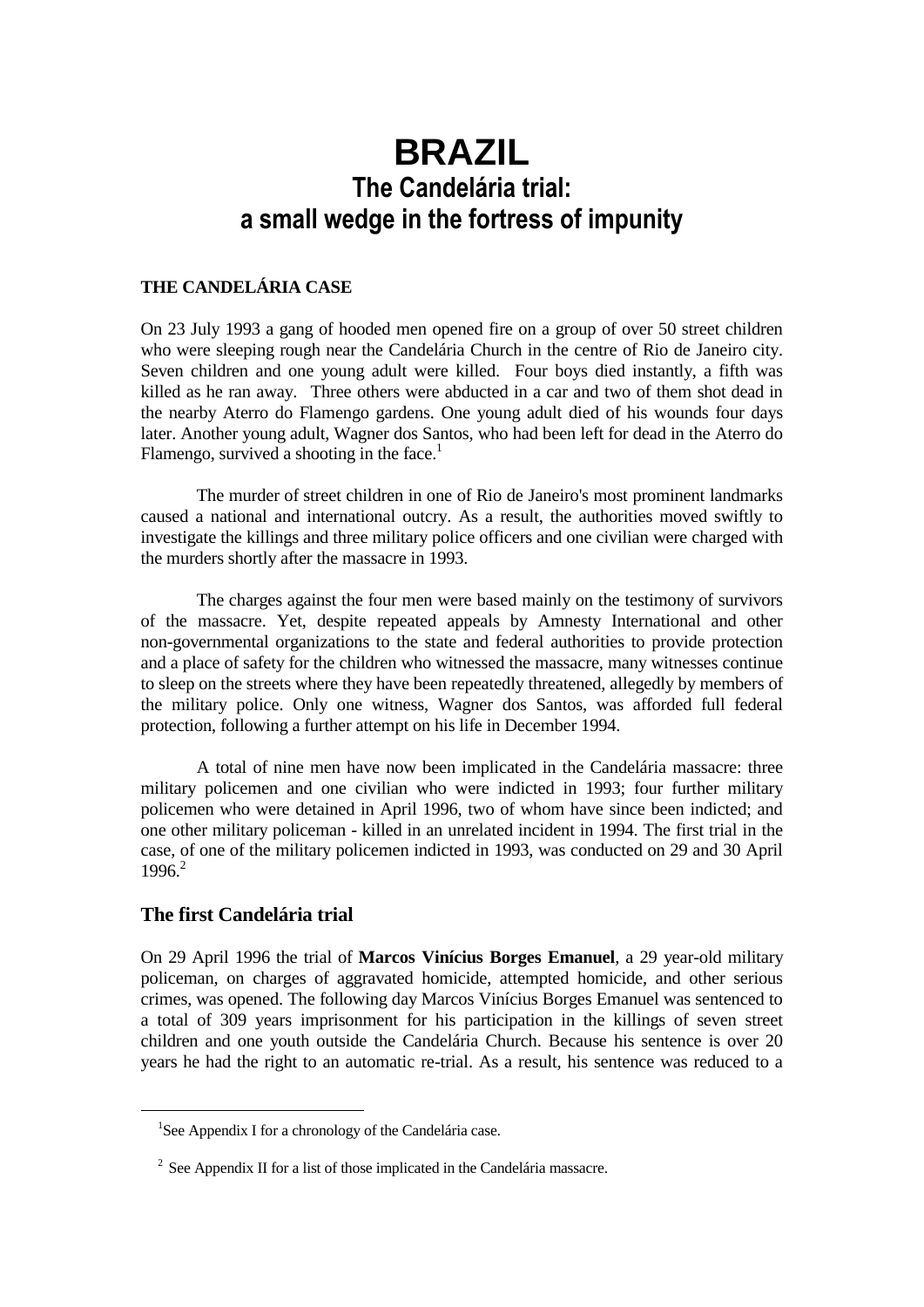# BRAZIL

## The Candelária trial: a small wedge in the fortress of impunity

### THE CANDELÁRIA CASE

On 23 July 1993 a gang of hooded men opened fire on a group of over 50 street children who were sleeping rough near the Candelária Church in the centre of Rio de Janeiro city. Seven children and one young adult were killed. Four boys died instantly, a fifth was killed as he ran away. Three others were abducted in a car and two of them shot dead in the nearby Aterro do Flamengo gardens. One young adult died of his wounds four days later. Another young adult, Wagner dos Santos, who had been left for dead in the Aterro do Flamengo, survived a shooting in the face.[1]

The murder of street children in one of Rio de Janeiro's most prominent landmarks caused a national and international outcry. As a result, the authorities moved swiftly to investigate the killings and three military police officers and one civilian were charged with the murders shortly after the massacre in 1993.

The charges against the four men were based mainly on the testimony of survivors of the massacre. Yet, despite repeated appeals by Amnesty International and other non-governmental organizations to the state and federal authorities to provide protection and a place of safety for the children who witnessed the massacre, many witnesses continue to sleep on the streets where they have been repeatedly threatened, allegedly by members of the military police. Only one witness, Wagner dos Santos, was afforded full federal protection, following a further attempt on his life in December 1994.

A total of nine men have now been implicated in the Candelária massacre: three military policemen and one civilian who were indicted in 1993; four further military policemen who were detained in April 1996, two of whom have since been indicted; and one other military policeman - killed in an unrelated incident in 1994. The first trial in the case, of one of the military policemen indicted in 1993, was conducted on 29 and 30 April 1996.[2]

### The first Candelária trial

On 29 April 1996 the trial of **Marcos Vinícius Borges Emanuel**, a 29 year-old military policeman, on charges of aggravated homicide, attempted homicide, and other serious crimes, was opened. The following day Marcos Vinícius Borges Emanuel was sentenced to a total of 309 years imprisonment for his participation in the killings of seven street children and one youth outside the Candelária Church. Because his sentence is over 20 years he had the right to an automatic re-trial. As a result, his sentence was reduced to a

---

[1] See Appendix I for a chronology of the Candelária case.

[2] See Appendix II for a list of those implicated in the Candelária massacre.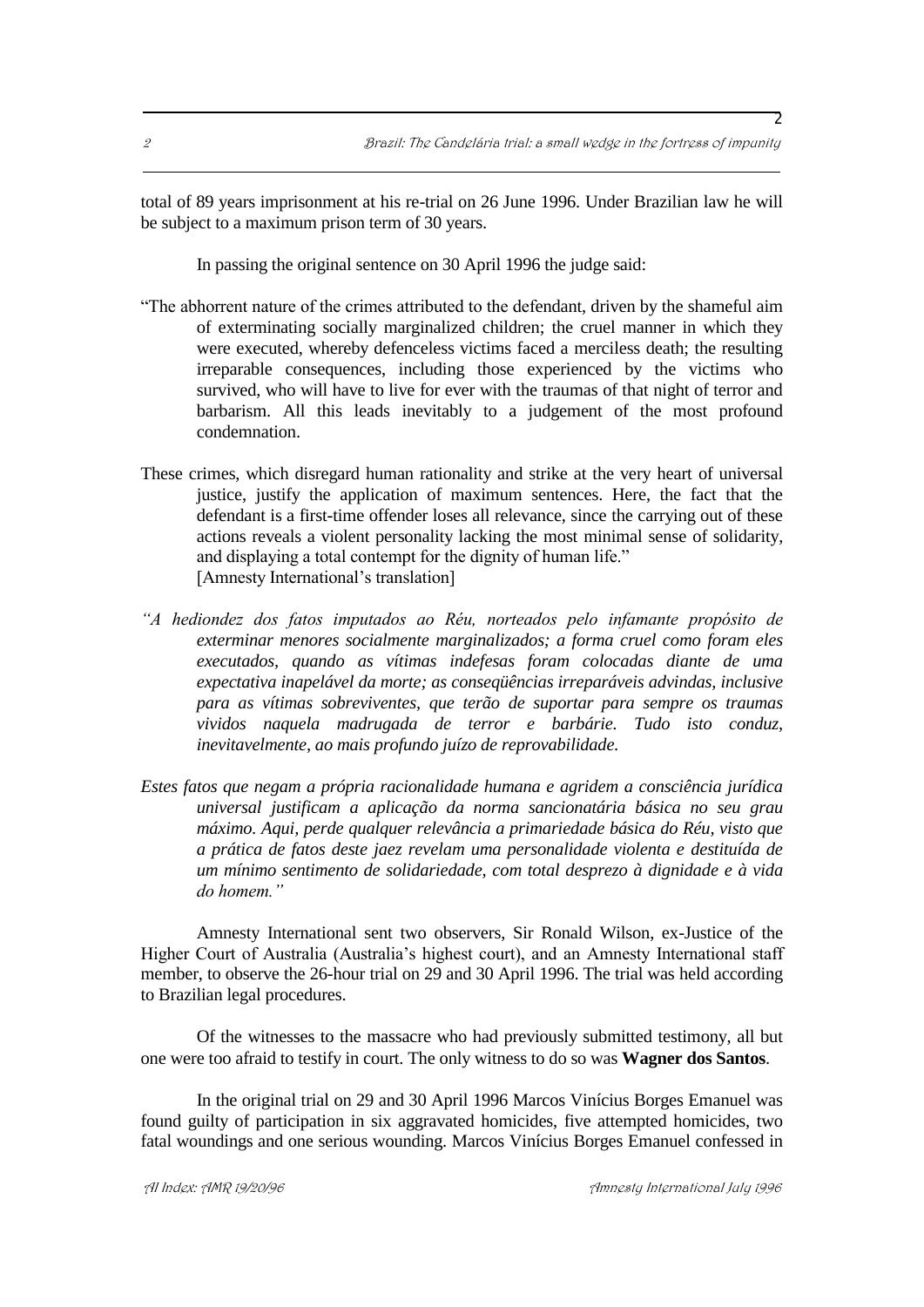total of 89 years imprisonment at his re-trial on 26 June 1996. Under Brazilian law he will be subject to a maximum prison term of 30 years.

In passing the original sentence on 30 April 1996 the judge said:

"The abhorrent nature of the crimes attributed to the defendant, driven by the shameful aim of exterminating socially marginalized children; the cruel manner in which they were executed, whereby defenceless victims faced a merciless death; the resulting irreparable consequences, including those experienced by the victims who survived, who will have to live for ever with the traumas of that night of terror and barbarism. All this leads inevitably to a judgement of the most profound condemnation.

These crimes, which disregard human rationality and strike at the very heart of universal justice, justify the application of maximum sentences. Here, the fact that the defendant is a first-time offender loses all relevance, since the carrying out of these actions reveals a violent personality lacking the most minimal sense of solidarity, and displaying a total contempt for the dignity of human life."
[Amnesty International's translation]

*"A hediondez dos fatos imputados ao Réu, norteados pelo infamante propósito de exterminar menores socialmente marginalizados; a forma cruel como foram eles executados, quando as vítimas indefesas foram colocadas diante de uma expectativa inapelável da morte; as conseqüências irreparáveis advindas, inclusive para as vítimas sobreviventes, que terão de suportar para sempre os traumas vividos naquela madrugada de terror e barbárie. Tudo isto conduz, inevitavelmente, ao mais profundo juízo de reprovabilidade.*

*Estes fatos que negam a própria racionalidade humana e agridem a consciência jurídica universal justificam a aplicação da norma sancionatária básica no seu grau máximo. Aqui, perde qualquer relevância a primariedade básica do Réu, visto que a prática de fatos deste jaez revelam uma personalidade violenta e destituída de um mínimo sentimento de solidariedade, com total desprezo à dignidade e à vida do homem."*

Amnesty International sent two observers, Sir Ronald Wilson, ex-Justice of the Higher Court of Australia (Australia's highest court), and an Amnesty International staff member, to observe the 26-hour trial on 29 and 30 April 1996. The trial was held according to Brazilian legal procedures.

Of the witnesses to the massacre who had previously submitted testimony, all but one were too afraid to testify in court. The only witness to do so was **Wagner dos Santos**.

In the original trial on 29 and 30 April 1996 Marcos Vinícius Borges Emanuel was found guilty of participation in six aggravated homicides, five attempted homicides, two fatal woundings and one serious wounding. Marcos Vinícius Borges Emanuel confessed in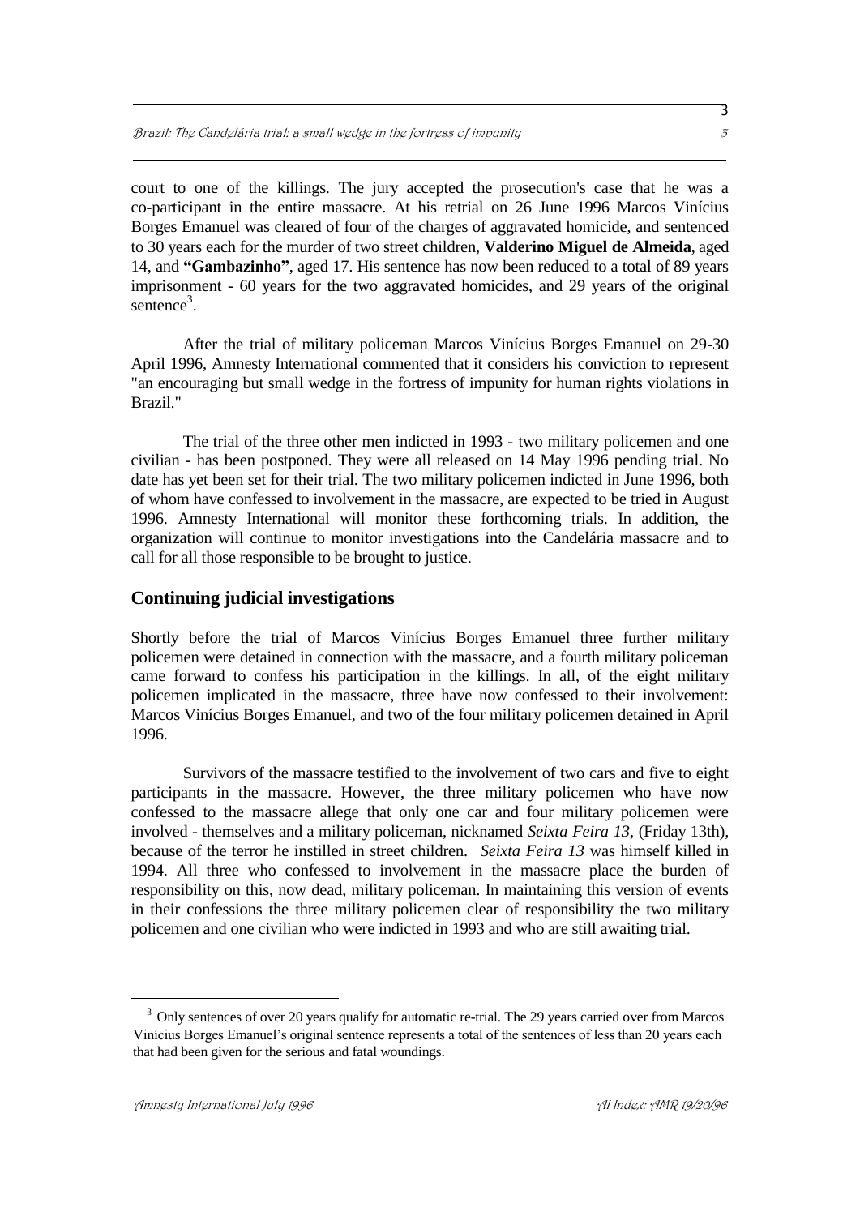court to one of the killings. The jury accepted the prosecution's case that he was a co-participant in the entire massacre. At his retrial on 26 June 1996 Marcos Vinícius Borges Emanuel was cleared of four of the charges of aggravated homicide, and sentenced to 30 years each for the murder of two street children, **Valderino Miguel de Almeida**, aged 14, and **"Gambazinho"**, aged 17. His sentence has now been reduced to a total of 89 years imprisonment - 60 years for the two aggravated homicides, and 29 years of the original sentence[3].

After the trial of military policeman Marcos Vinícius Borges Emanuel on 29-30 April 1996, Amnesty International commented that it considers his conviction to represent "an encouraging but small wedge in the fortress of impunity for human rights violations in Brazil."

The trial of the three other men indicted in 1993 - two military policemen and one civilian - has been postponed. They were all released on 14 May 1996 pending trial. No date has yet been set for their trial. The two military policemen indicted in June 1996, both of whom have confessed to involvement in the massacre, are expected to be tried in August 1996. Amnesty International will monitor these forthcoming trials. In addition, the organization will continue to monitor investigations into the Candelária massacre and to call for all those responsible to be brought to justice.

## Continuing judicial investigations

Shortly before the trial of Marcos Vinícius Borges Emanuel three further military policemen were detained in connection with the massacre, and a fourth military policeman came forward to confess his participation in the killings. In all, of the eight military policemen implicated in the massacre, three have now confessed to their involvement: Marcos Vinícius Borges Emanuel, and two of the four military policemen detained in April 1996.

Survivors of the massacre testified to the involvement of two cars and five to eight participants in the massacre. However, the three military policemen who have now confessed to the massacre allege that only one car and four military policemen were involved - themselves and a military policeman, nicknamed *Seixta Feira 13*, (Friday 13th), because of the terror he instilled in street children. *Seixta Feira 13* was himself killed in 1994. All three who confessed to involvement in the massacre place the burden of responsibility on this, now dead, military policeman. In maintaining this version of events in their confessions the three military policemen clear of responsibility the two military policemen and one civilian who were indicted in 1993 and who are still awaiting trial.

[3] Only sentences of over 20 years qualify for automatic re-trial. The 29 years carried over from Marcos Vinícius Borges Emanuel's original sentence represents a total of the sentences of less than 20 years each that had been given for the serious and fatal woundings.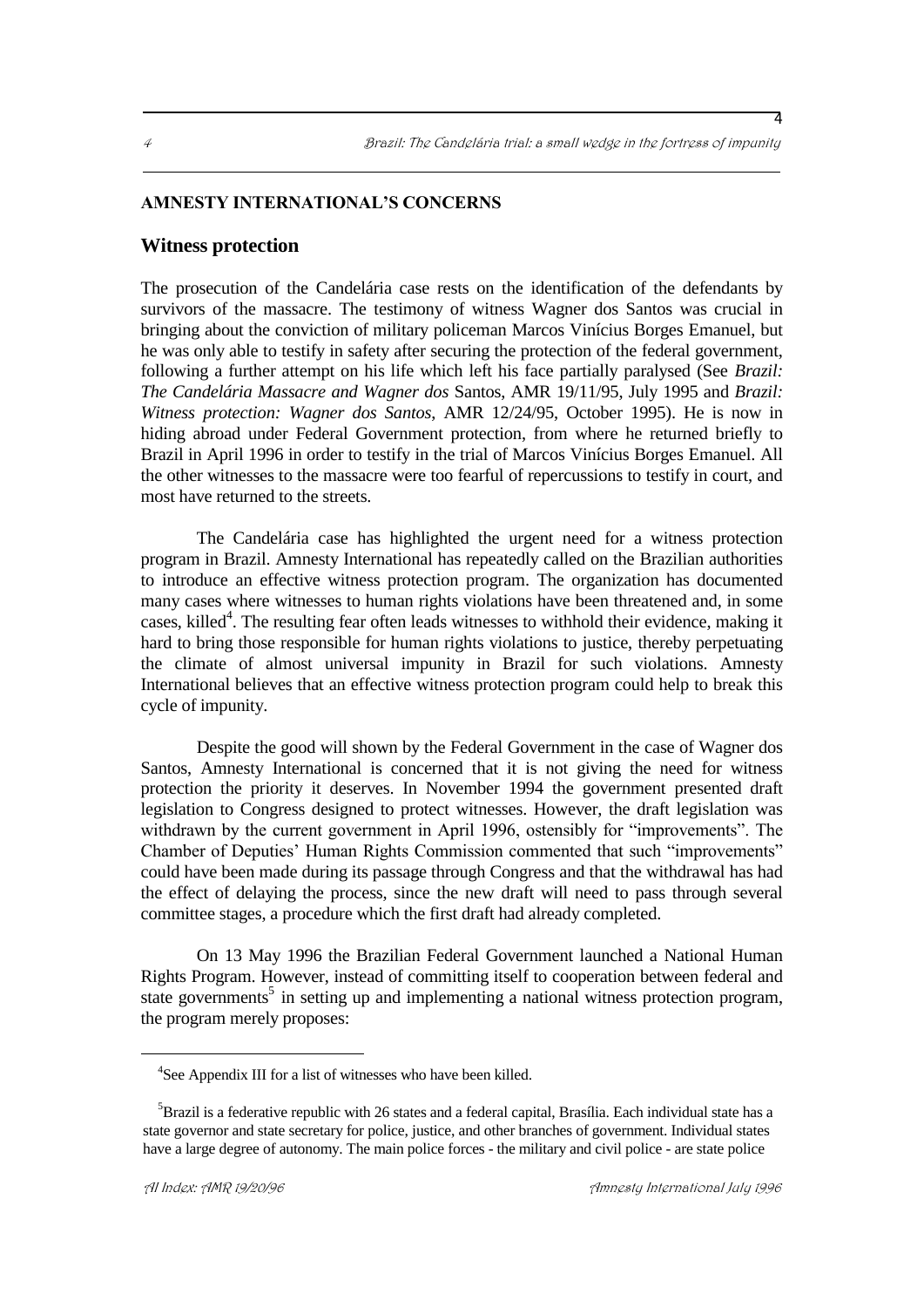**AMNESTY INTERNATIONAL'S CONCERNS**

## Witness protection

The prosecution of the Candelária case rests on the identification of the defendants by survivors of the massacre. The testimony of witness Wagner dos Santos was crucial in bringing about the conviction of military policeman Marcos Vinícius Borges Emanuel, but he was only able to testify in safety after securing the protection of the federal government, following a further attempt on his life which left his face partially paralysed (See *Brazil: The Candelária Massacre and Wagner dos* Santos, AMR 19/11/95, July 1995 and *Brazil: Witness protection: Wagner dos Santos*, AMR 12/24/95, October 1995). He is now in hiding abroad under Federal Government protection, from where he returned briefly to Brazil in April 1996 in order to testify in the trial of Marcos Vinícius Borges Emanuel. All the other witnesses to the massacre were too fearful of repercussions to testify in court, and most have returned to the streets.

The Candelária case has highlighted the urgent need for a witness protection program in Brazil. Amnesty International has repeatedly called on the Brazilian authorities to introduce an effective witness protection program. The organization has documented many cases where witnesses to human rights violations have been threatened and, in some cases, killed[4]. The resulting fear often leads witnesses to withhold their evidence, making it hard to bring those responsible for human rights violations to justice, thereby perpetuating the climate of almost universal impunity in Brazil for such violations. Amnesty International believes that an effective witness protection program could help to break this cycle of impunity.

Despite the good will shown by the Federal Government in the case of Wagner dos Santos, Amnesty International is concerned that it is not giving the need for witness protection the priority it deserves. In November 1994 the government presented draft legislation to Congress designed to protect witnesses. However, the draft legislation was withdrawn by the current government in April 1996, ostensibly for "improvements". The Chamber of Deputies' Human Rights Commission commented that such "improvements" could have been made during its passage through Congress and that the withdrawal has had the effect of delaying the process, since the new draft will need to pass through several committee stages, a procedure which the first draft had already completed.

On 13 May 1996 the Brazilian Federal Government launched a National Human Rights Program. However, instead of committing itself to cooperation between federal and state governments[5] in setting up and implementing a national witness protection program, the program merely proposes:

---

[4] See Appendix III for a list of witnesses who have been killed.

[5] Brazil is a federative republic with 26 states and a federal capital, Brasília. Each individual state has a state governor and state secretary for police, justice, and other branches of government. Individual states have a large degree of autonomy. The main police forces - the military and civil police - are state police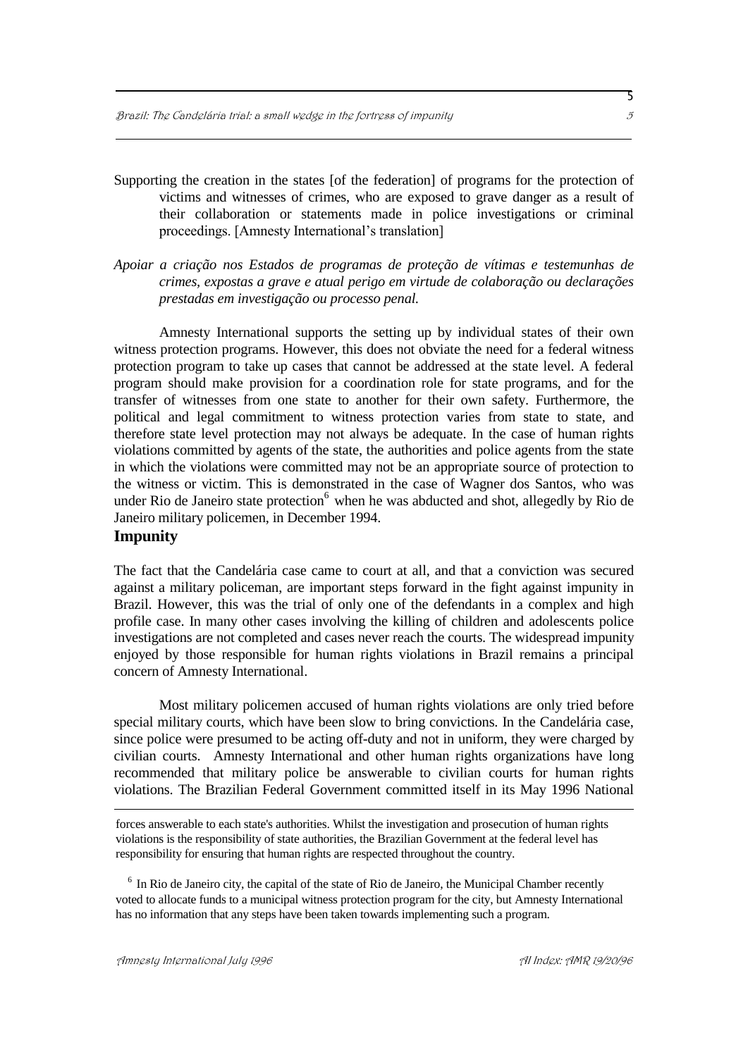Supporting the creation in the states [of the federation] of programs for the protection of victims and witnesses of crimes, who are exposed to grave danger as a result of their collaboration or statements made in police investigations or criminal proceedings. [Amnesty International's translation]

*Apoiar a criação nos Estados de programas de proteção de vítimas e testemunhas de crimes, expostas a grave e atual perigo em virtude de colaboração ou declarações prestadas em investigação ou processo penal.*

Amnesty International supports the setting up by individual states of their own witness protection programs. However, this does not obviate the need for a federal witness protection program to take up cases that cannot be addressed at the state level. A federal program should make provision for a coordination role for state programs, and for the transfer of witnesses from one state to another for their own safety. Furthermore, the political and legal commitment to witness protection varies from state to state, and therefore state level protection may not always be adequate. In the case of human rights violations committed by agents of the state, the authorities and police agents from the state in which the violations were committed may not be an appropriate source of protection to the witness or victim. This is demonstrated in the case of Wagner dos Santos, who was under Rio de Janeiro state protection[6] when he was abducted and shot, allegedly by Rio de Janeiro military policemen, in December 1994.

## Impunity

The fact that the Candelária case came to court at all, and that a conviction was secured against a military policeman, are important steps forward in the fight against impunity in Brazil. However, this was the trial of only one of the defendants in a complex and high profile case. In many other cases involving the killing of children and adolescents police investigations are not completed and cases never reach the courts. The widespread impunity enjoyed by those responsible for human rights violations in Brazil remains a principal concern of Amnesty International.

Most military policemen accused of human rights violations are only tried before special military courts, which have been slow to bring convictions. In the Candelária case, since police were presumed to be acting off-duty and not in uniform, they were charged by civilian courts. Amnesty International and other human rights organizations have long recommended that military police be answerable to civilian courts for human rights violations. The Brazilian Federal Government committed itself in its May 1996 National

forces answerable to each state's authorities. Whilst the investigation and prosecution of human rights violations is the responsibility of state authorities, the Brazilian Government at the federal level has responsibility for ensuring that human rights are respected throughout the country.

[6] In Rio de Janeiro city, the capital of the state of Rio de Janeiro, the Municipal Chamber recently voted to allocate funds to a municipal witness protection program for the city, but Amnesty International has no information that any steps have been taken towards implementing such a program.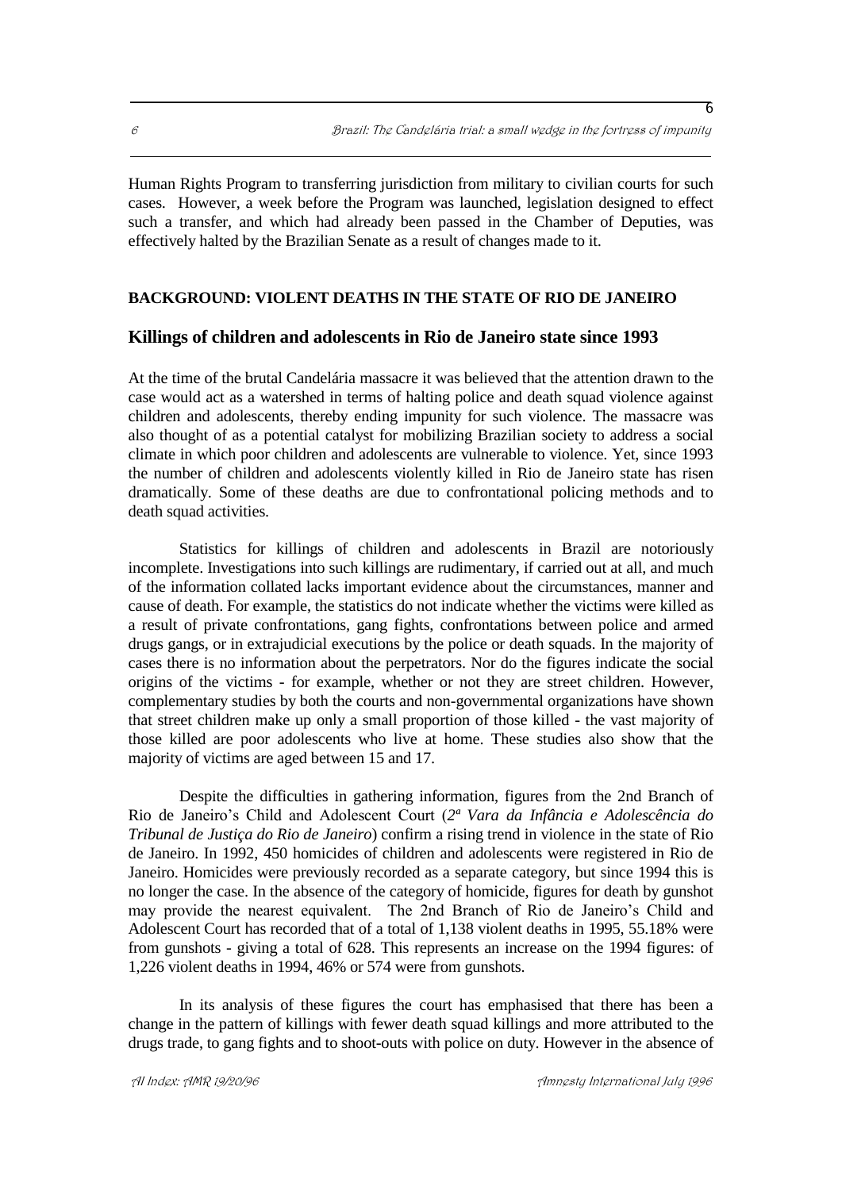Human Rights Program to transferring jurisdiction from military to civilian courts for such cases. However, a week before the Program was launched, legislation designed to effect such a transfer, and which had already been passed in the Chamber of Deputies, was effectively halted by the Brazilian Senate as a result of changes made to it.

## BACKGROUND: VIOLENT DEATHS IN THE STATE OF RIO DE JANEIRO

### Killings of children and adolescents in Rio de Janeiro state since 1993

At the time of the brutal Candelária massacre it was believed that the attention drawn to the case would act as a watershed in terms of halting police and death squad violence against children and adolescents, thereby ending impunity for such violence. The massacre was also thought of as a potential catalyst for mobilizing Brazilian society to address a social climate in which poor children and adolescents are vulnerable to violence. Yet, since 1993 the number of children and adolescents violently killed in Rio de Janeiro state has risen dramatically. Some of these deaths are due to confrontational policing methods and to death squad activities.

Statistics for killings of children and adolescents in Brazil are notoriously incomplete. Investigations into such killings are rudimentary, if carried out at all, and much of the information collated lacks important evidence about the circumstances, manner and cause of death. For example, the statistics do not indicate whether the victims were killed as a result of private confrontations, gang fights, confrontations between police and armed drugs gangs, or in extrajudicial executions by the police or death squads. In the majority of cases there is no information about the perpetrators. Nor do the figures indicate the social origins of the victims - for example, whether or not they are street children. However, complementary studies by both the courts and non-governmental organizations have shown that street children make up only a small proportion of those killed - the vast majority of those killed are poor adolescents who live at home. These studies also show that the majority of victims are aged between 15 and 17.

Despite the difficulties in gathering information, figures from the 2nd Branch of Rio de Janeiro's Child and Adolescent Court (*2ª Vara da Infância e Adolescência do Tribunal de Justiça do Rio de Janeiro*) confirm a rising trend in violence in the state of Rio de Janeiro. In 1992, 450 homicides of children and adolescents were registered in Rio de Janeiro. Homicides were previously recorded as a separate category, but since 1994 this is no longer the case. In the absence of the category of homicide, figures for death by gunshot may provide the nearest equivalent. The 2nd Branch of Rio de Janeiro's Child and Adolescent Court has recorded that of a total of 1,138 violent deaths in 1995, 55.18% were from gunshots - giving a total of 628. This represents an increase on the 1994 figures: of 1,226 violent deaths in 1994, 46% or 574 were from gunshots.

In its analysis of these figures the court has emphasised that there has been a change in the pattern of killings with fewer death squad killings and more attributed to the drugs trade, to gang fights and to shoot-outs with police on duty. However in the absence of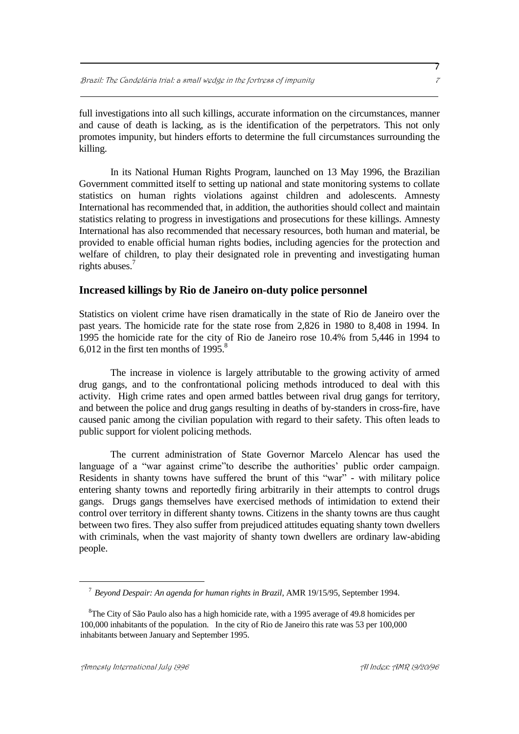full investigations into all such killings, accurate information on the circumstances, manner and cause of death is lacking, as is the identification of the perpetrators. This not only promotes impunity, but hinders efforts to determine the full circumstances surrounding the killing.

In its National Human Rights Program, launched on 13 May 1996, the Brazilian Government committed itself to setting up national and state monitoring systems to collate statistics on human rights violations against children and adolescents. Amnesty International has recommended that, in addition, the authorities should collect and maintain statistics relating to progress in investigations and prosecutions for these killings. Amnesty International has also recommended that necessary resources, both human and material, be provided to enable official human rights bodies, including agencies for the protection and welfare of children, to play their designated role in preventing and investigating human rights abuses.[7]

## Increased killings by Rio de Janeiro on-duty police personnel

Statistics on violent crime have risen dramatically in the state of Rio de Janeiro over the past years. The homicide rate for the state rose from 2,826 in 1980 to 8,408 in 1994. In 1995 the homicide rate for the city of Rio de Janeiro rose 10.4% from 5,446 in 1994 to 6,012 in the first ten months of 1995.[8]

The increase in violence is largely attributable to the growing activity of armed drug gangs, and to the confrontational policing methods introduced to deal with this activity. High crime rates and open armed battles between rival drug gangs for territory, and between the police and drug gangs resulting in deaths of by-standers in cross-fire, have caused panic among the civilian population with regard to their safety. This often leads to public support for violent policing methods.

The current administration of State Governor Marcelo Alencar has used the language of a "war against crime"to describe the authorities' public order campaign. Residents in shanty towns have suffered the brunt of this "war" - with military police entering shanty towns and reportedly firing arbitrarily in their attempts to control drugs gangs. Drugs gangs themselves have exercised methods of intimidation to extend their control over territory in different shanty towns. Citizens in the shanty towns are thus caught between two fires. They also suffer from prejudiced attitudes equating shanty town dwellers with criminals, when the vast majority of shanty town dwellers are ordinary law-abiding people.

---

[7] *Beyond Despair: An agenda for human rights in Brazil*, AMR 19/15/95, September 1994.

[8] The City of São Paulo also has a high homicide rate, with a 1995 average of 49.8 homicides per 100,000 inhabitants of the population. In the city of Rio de Janeiro this rate was 53 per 100,000 inhabitants between January and September 1995.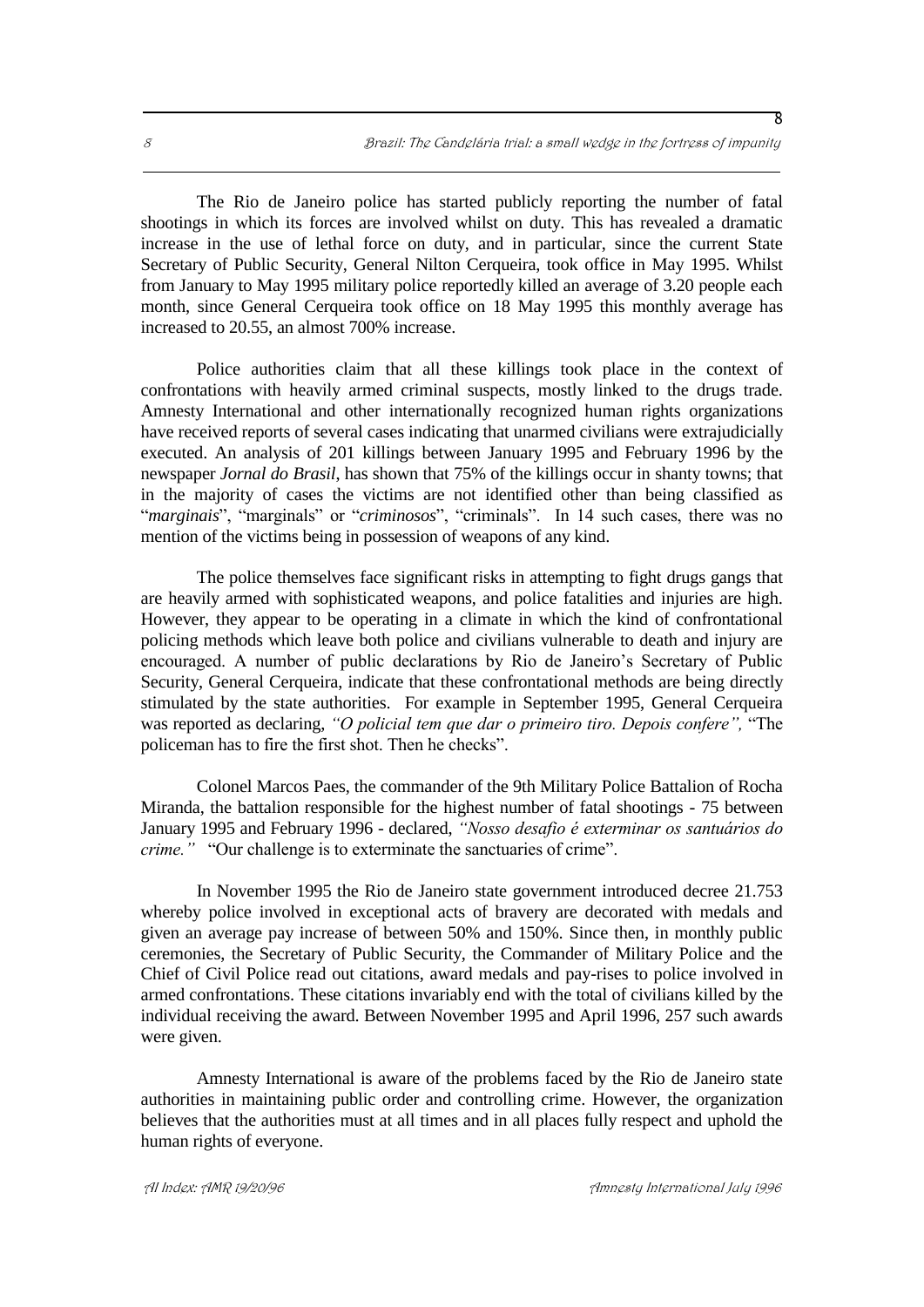The Rio de Janeiro police has started publicly reporting the number of fatal shootings in which its forces are involved whilst on duty. This has revealed a dramatic increase in the use of lethal force on duty, and in particular, since the current State Secretary of Public Security, General Nilton Cerqueira, took office in May 1995. Whilst from January to May 1995 military police reportedly killed an average of 3.20 people each month, since General Cerqueira took office on 18 May 1995 this monthly average has increased to 20.55, an almost 700% increase.

Police authorities claim that all these killings took place in the context of confrontations with heavily armed criminal suspects, mostly linked to the drugs trade. Amnesty International and other internationally recognized human rights organizations have received reports of several cases indicating that unarmed civilians were extrajudicially executed. An analysis of 201 killings between January 1995 and February 1996 by the newspaper *Jornal do Brasil*, has shown that 75% of the killings occur in shanty towns; that in the majority of cases the victims are not identified other than being classified as "*marginais*", "marginals" or "*criminosos*", "criminals". In 14 such cases, there was no mention of the victims being in possession of weapons of any kind.

The police themselves face significant risks in attempting to fight drugs gangs that are heavily armed with sophisticated weapons, and police fatalities and injuries are high. However, they appear to be operating in a climate in which the kind of confrontational policing methods which leave both police and civilians vulnerable to death and injury are encouraged. A number of public declarations by Rio de Janeiro's Secretary of Public Security, General Cerqueira, indicate that these confrontational methods are being directly stimulated by the state authorities. For example in September 1995, General Cerqueira was reported as declaring, *"O policial tem que dar o primeiro tiro. Depois confere",* "The policeman has to fire the first shot. Then he checks".

Colonel Marcos Paes, the commander of the 9th Military Police Battalion of Rocha Miranda, the battalion responsible for the highest number of fatal shootings - 75 between January 1995 and February 1996 - declared, *"Nosso desafio é exterminar os santuários do crime."* "Our challenge is to exterminate the sanctuaries of crime".

In November 1995 the Rio de Janeiro state government introduced decree 21.753 whereby police involved in exceptional acts of bravery are decorated with medals and given an average pay increase of between 50% and 150%. Since then, in monthly public ceremonies, the Secretary of Public Security, the Commander of Military Police and the Chief of Civil Police read out citations, award medals and pay-rises to police involved in armed confrontations. These citations invariably end with the total of civilians killed by the individual receiving the award. Between November 1995 and April 1996, 257 such awards were given.

Amnesty International is aware of the problems faced by the Rio de Janeiro state authorities in maintaining public order and controlling crime. However, the organization believes that the authorities must at all times and in all places fully respect and uphold the human rights of everyone.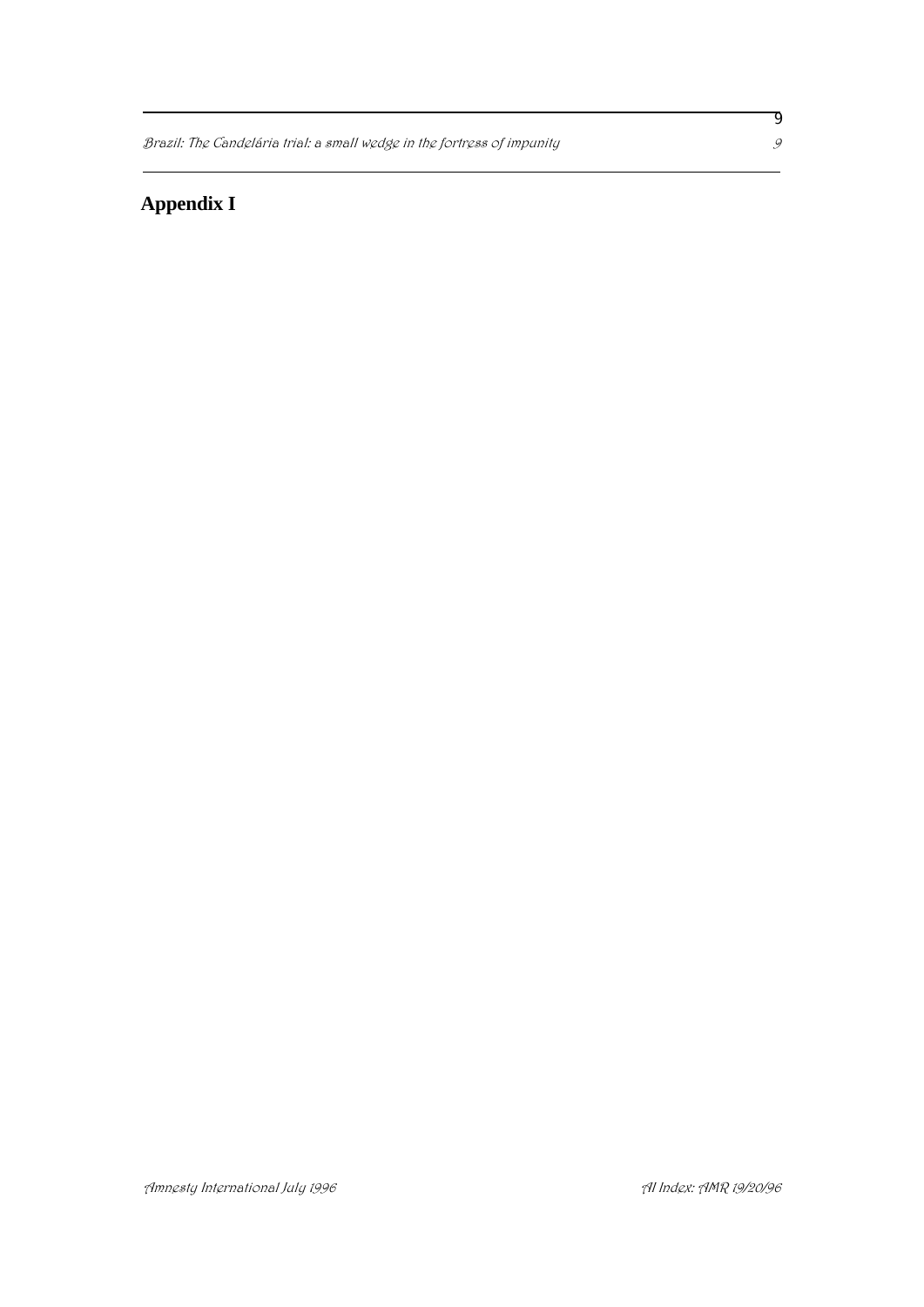## Appendix I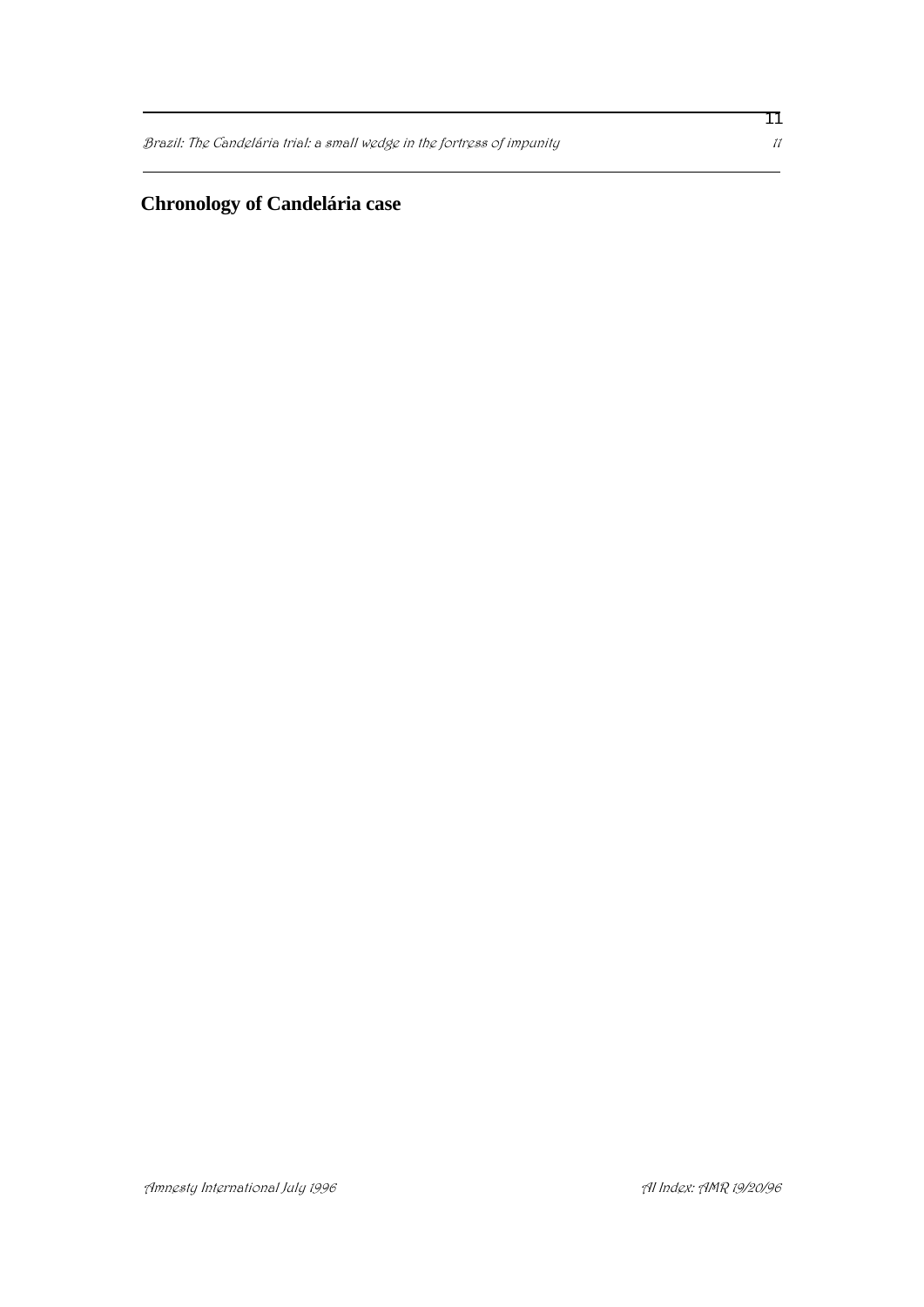## Chronology of Candelária case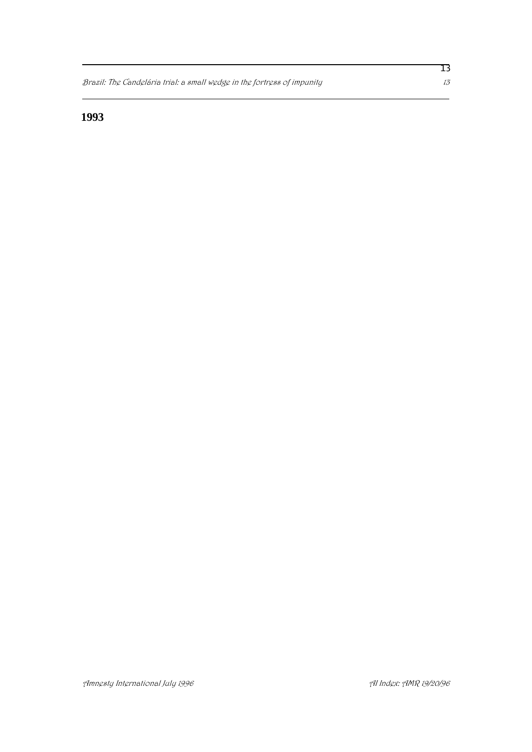**1993**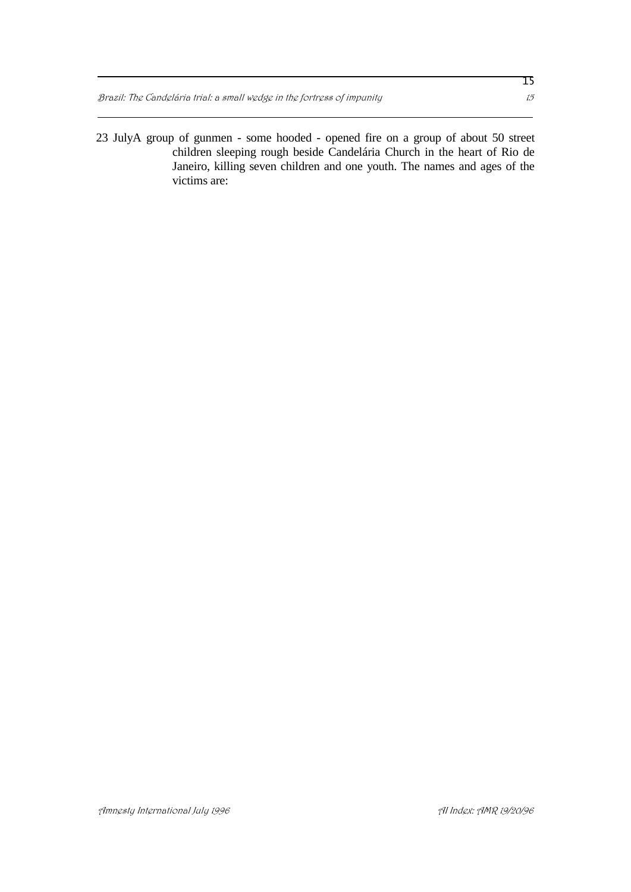23 July A group of gunmen - some hooded - opened fire on a group of about 50 street children sleeping rough beside Candelária Church in the heart of Rio de Janeiro, killing seven children and one youth. The names and ages of the victims are: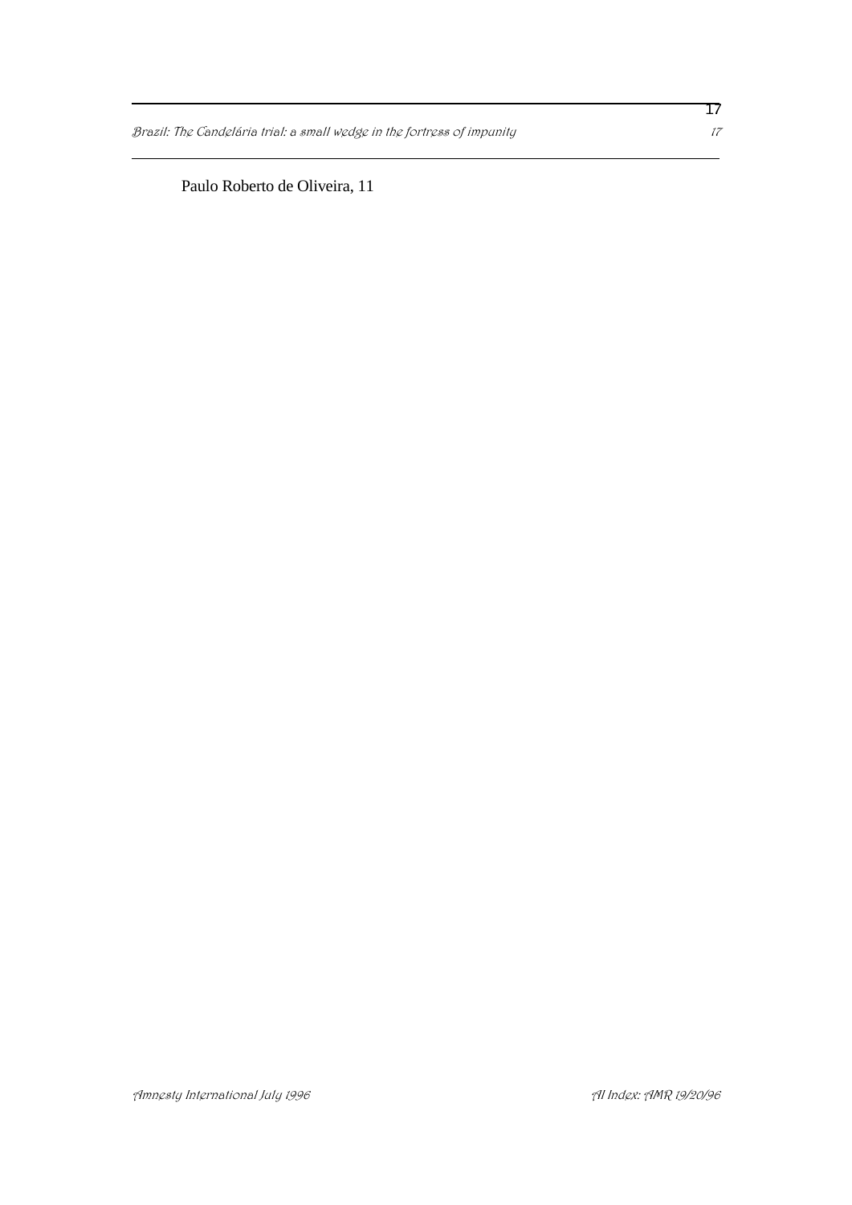Paulo Roberto de Oliveira, 11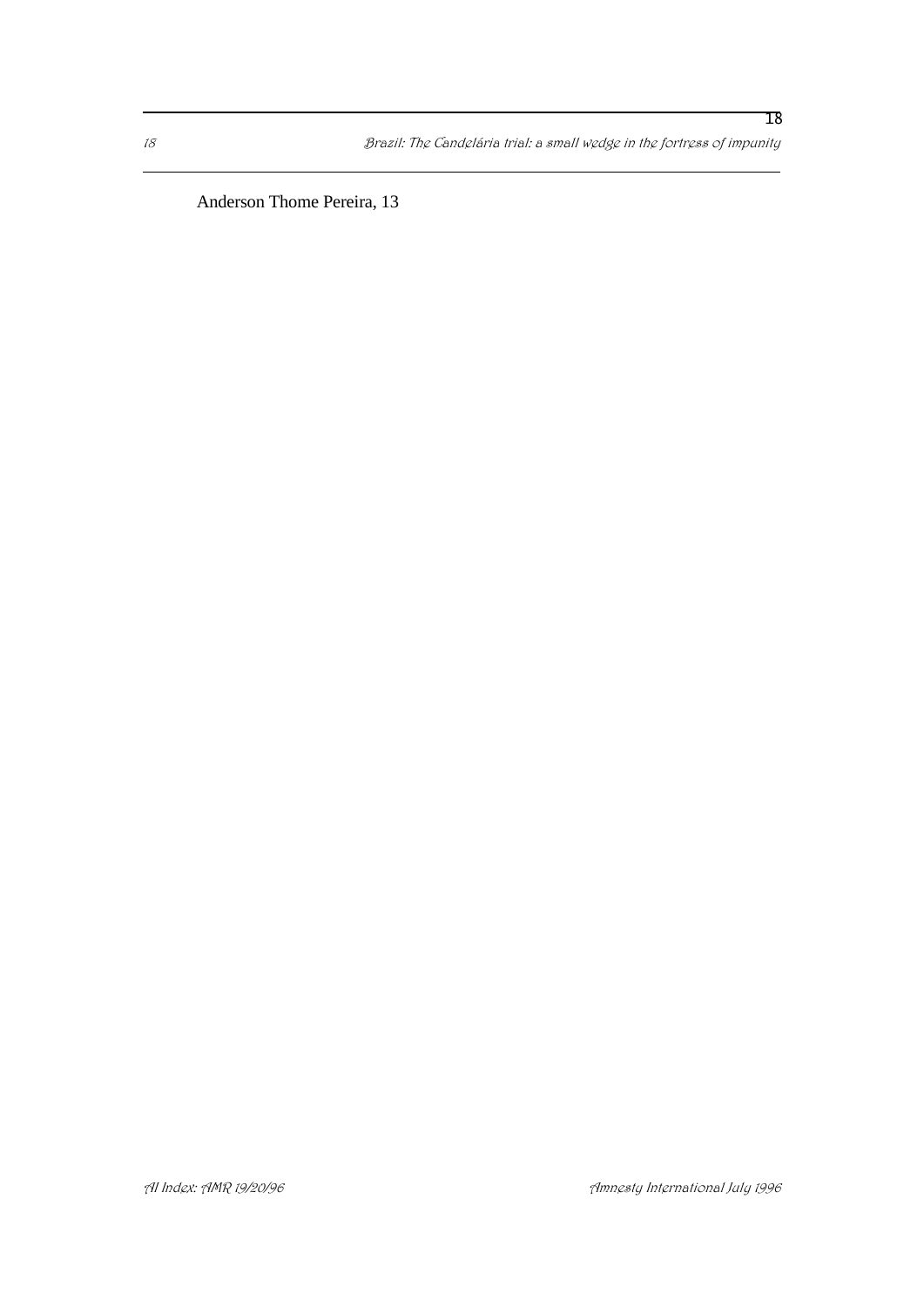Anderson Thome Pereira, 13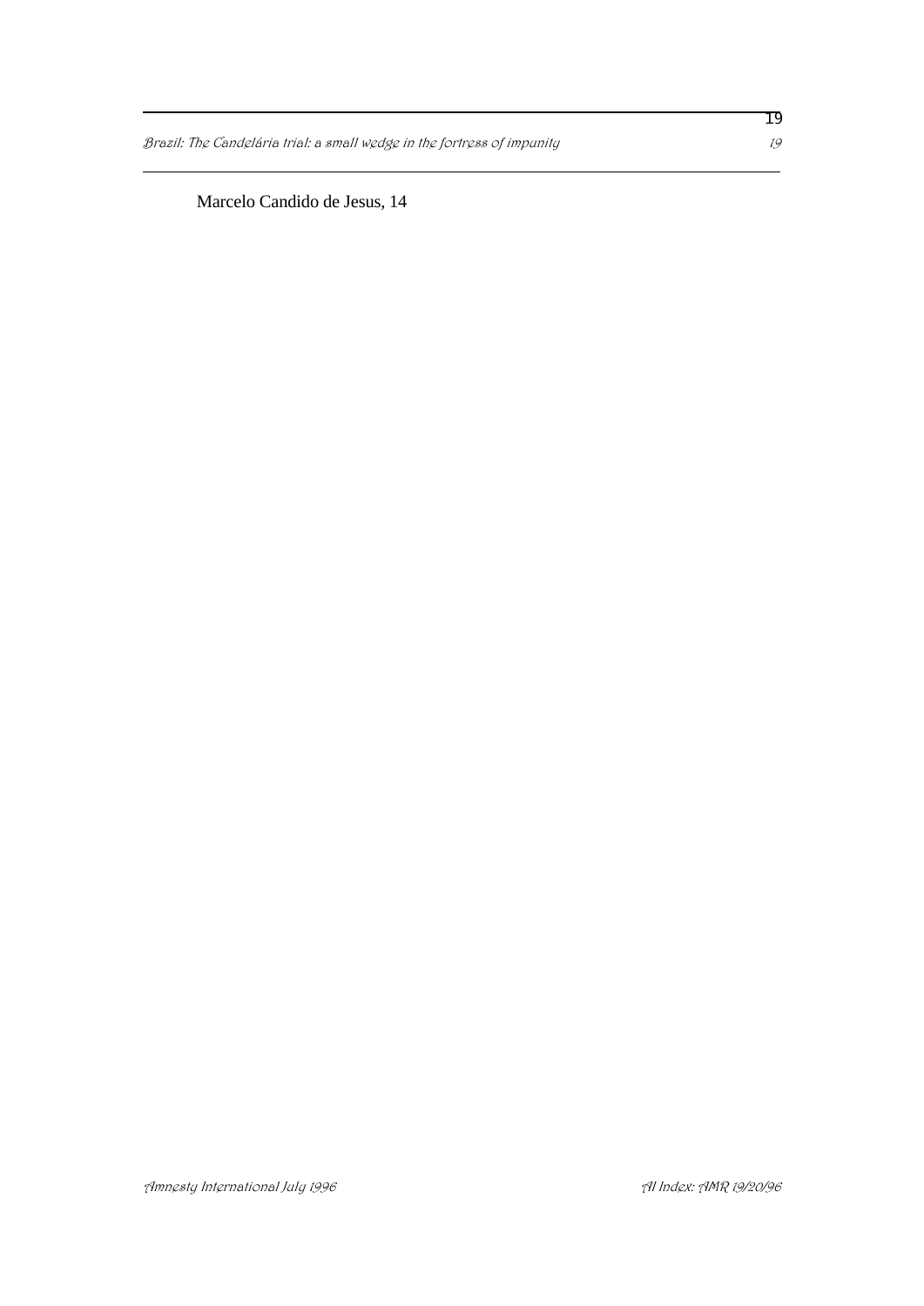Marcelo Candido de Jesus, 14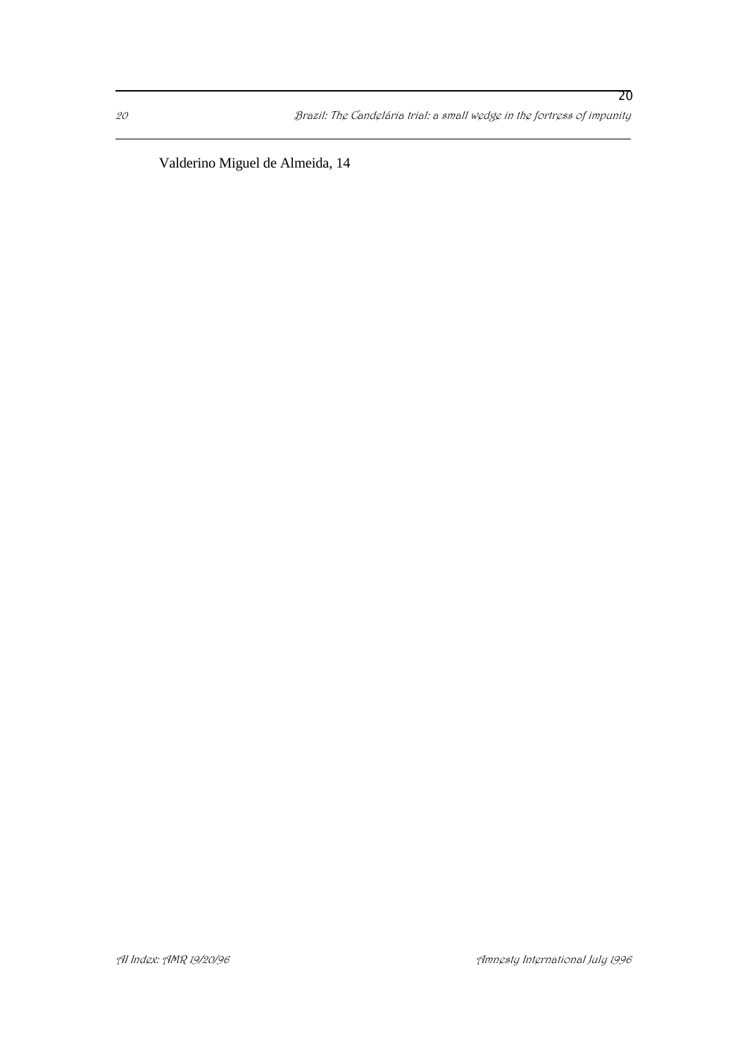Valderino Miguel de Almeida, 14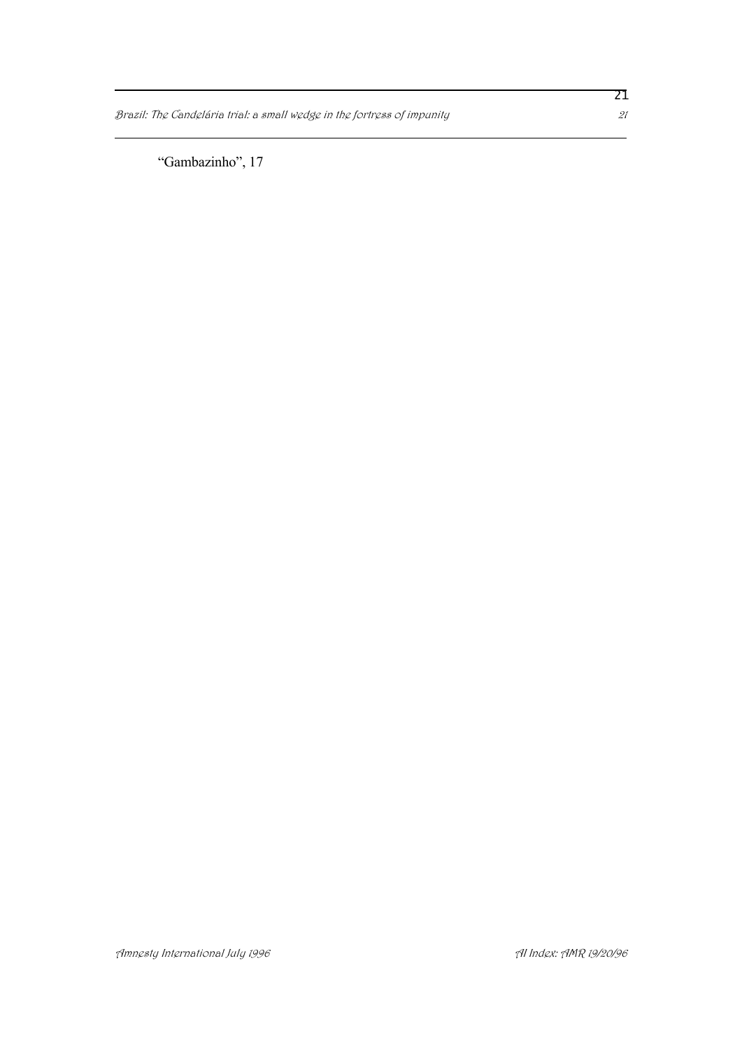"Gambazinho", 17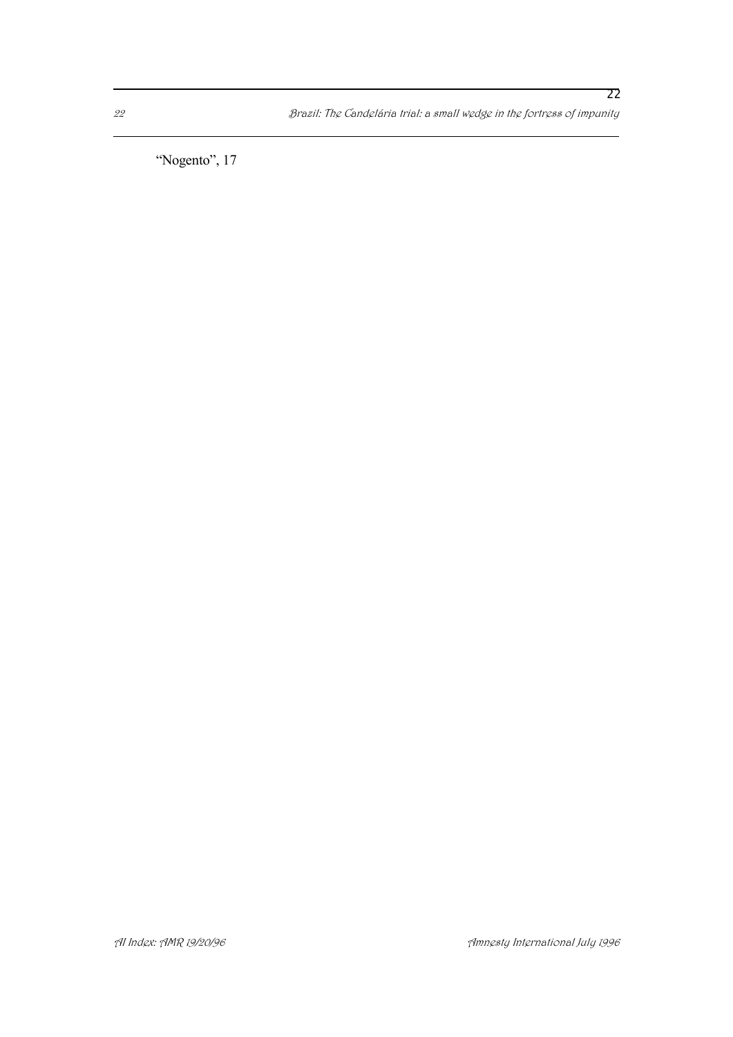"Nogento", 17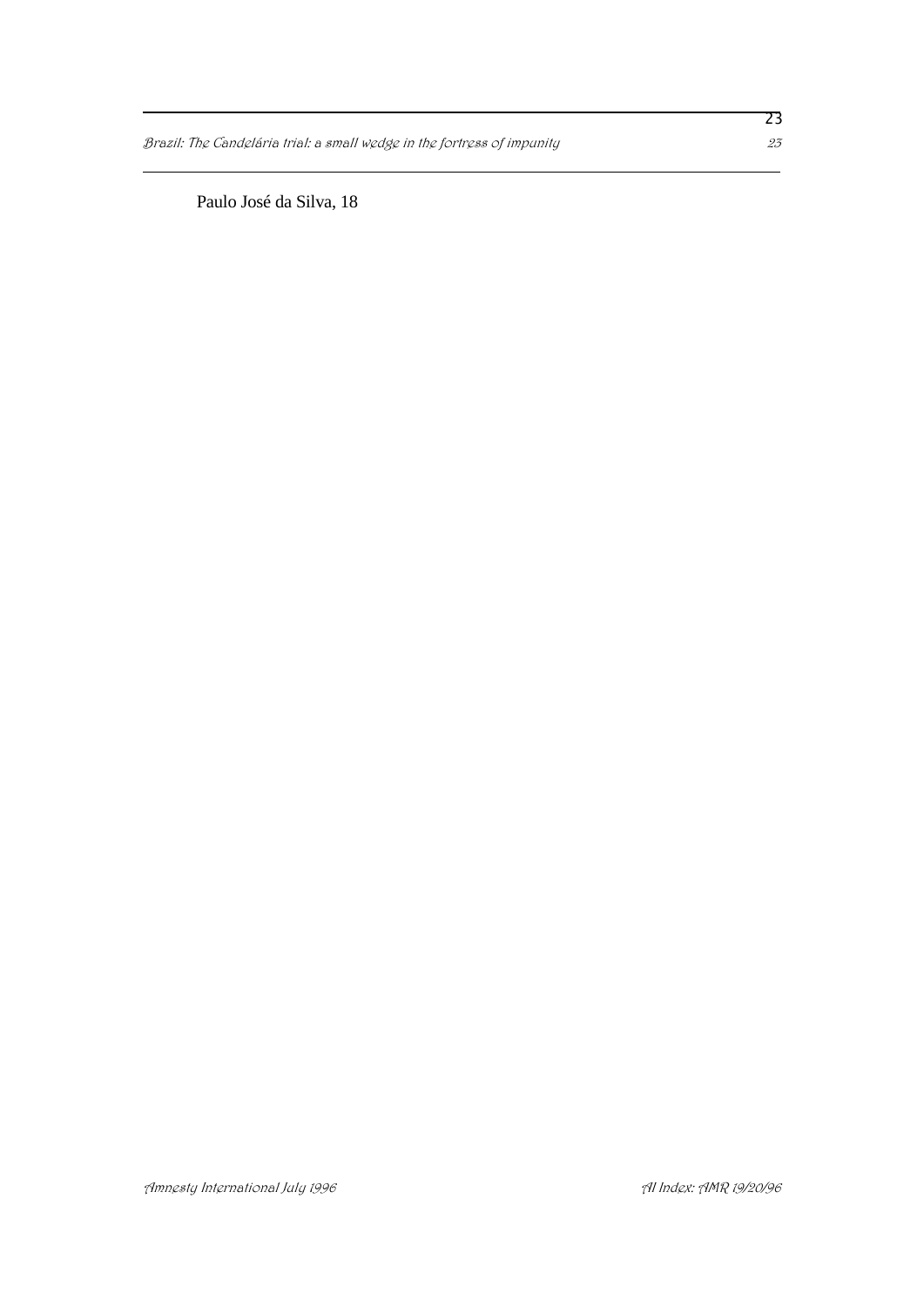Paulo José da Silva, 18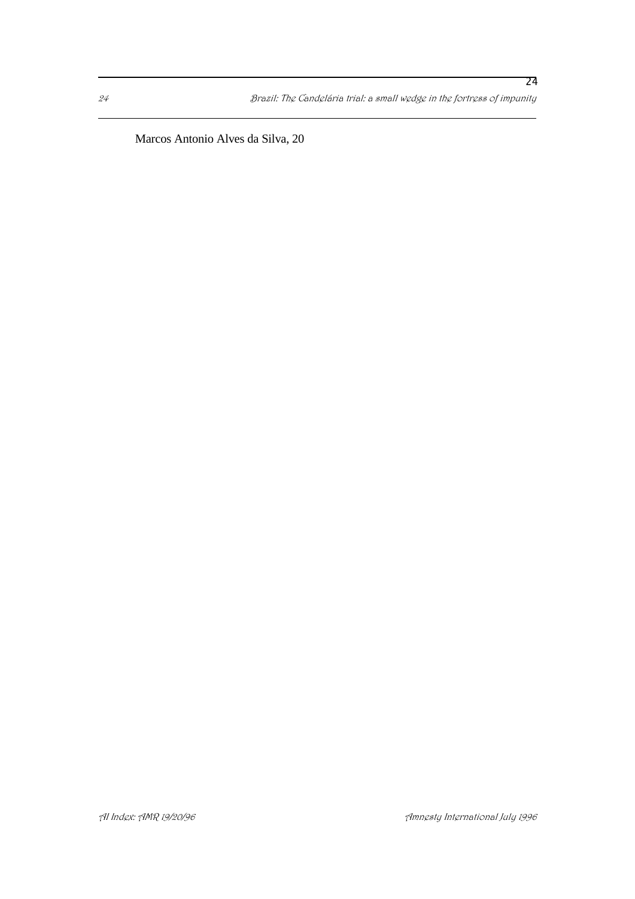Marcos Antonio Alves da Silva, 20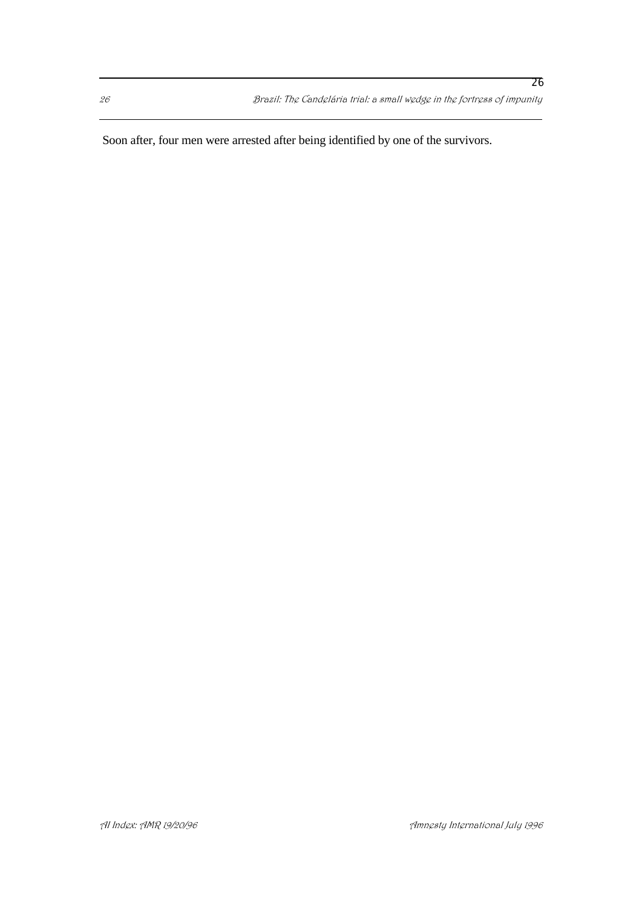Soon after, four men were arrested after being identified by one of the survivors.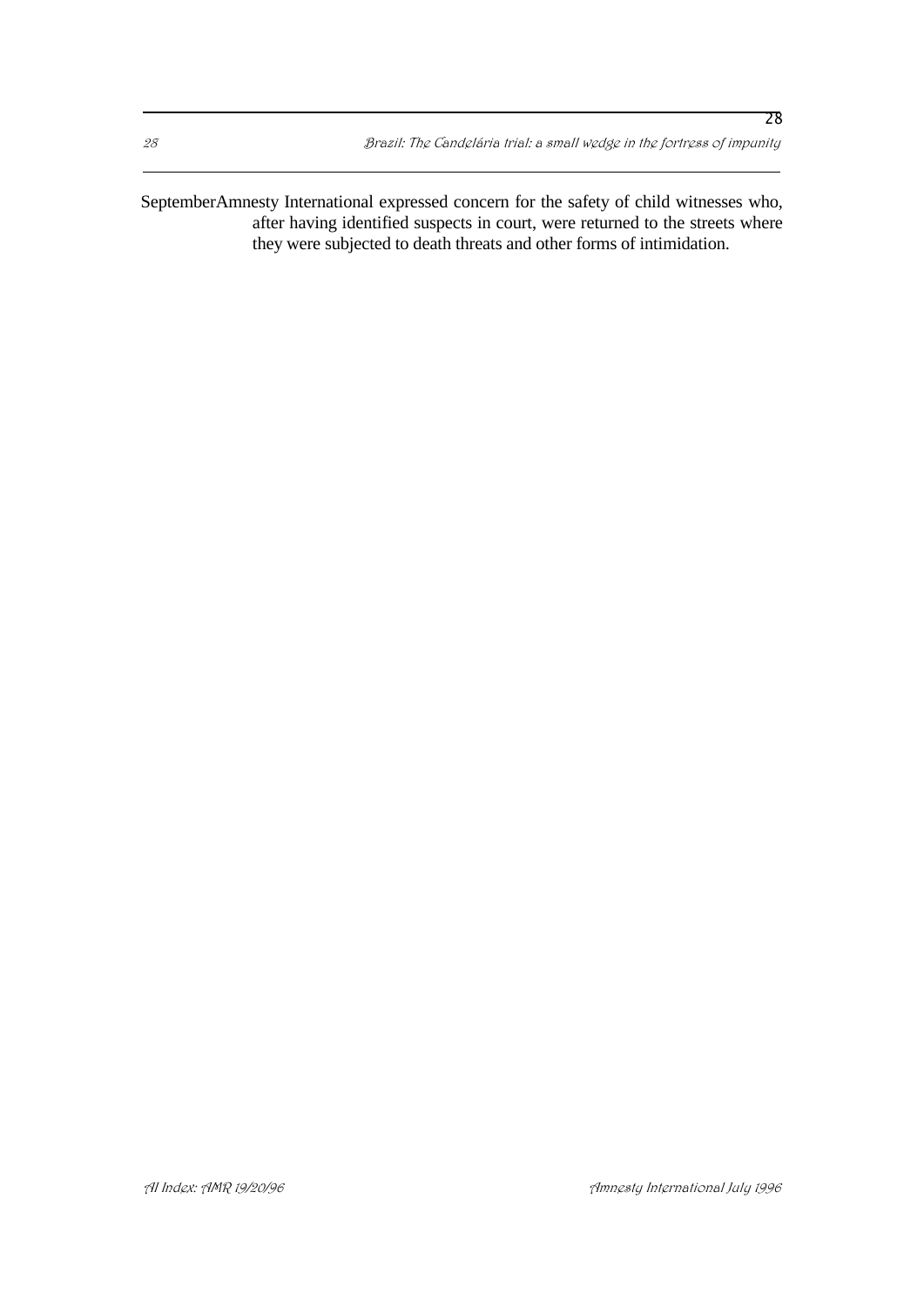September	Amnesty International expressed concern for the safety of child witnesses who, after having identified suspects in court, were returned to the streets where they were subjected to death threats and other forms of intimidation.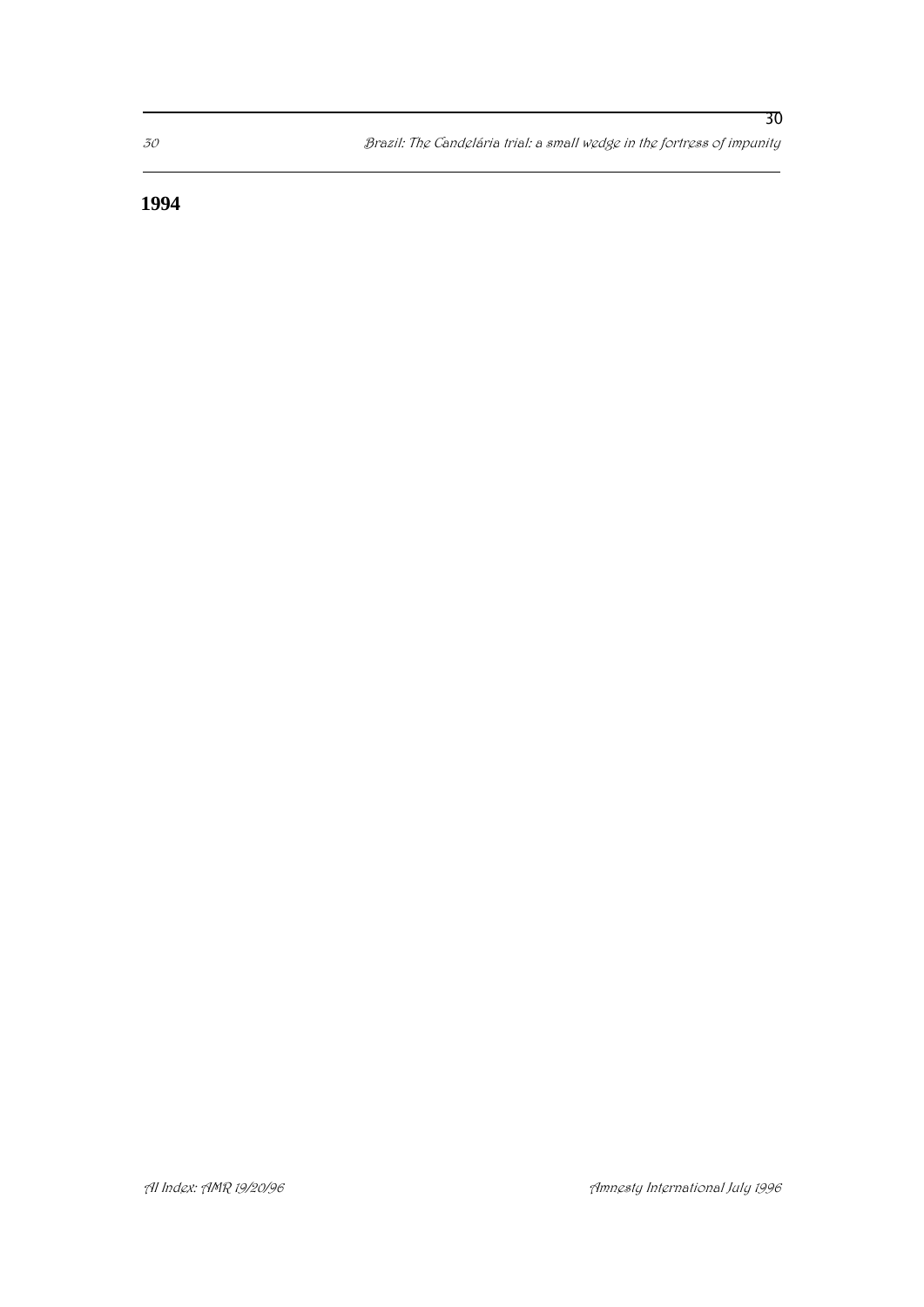**1994**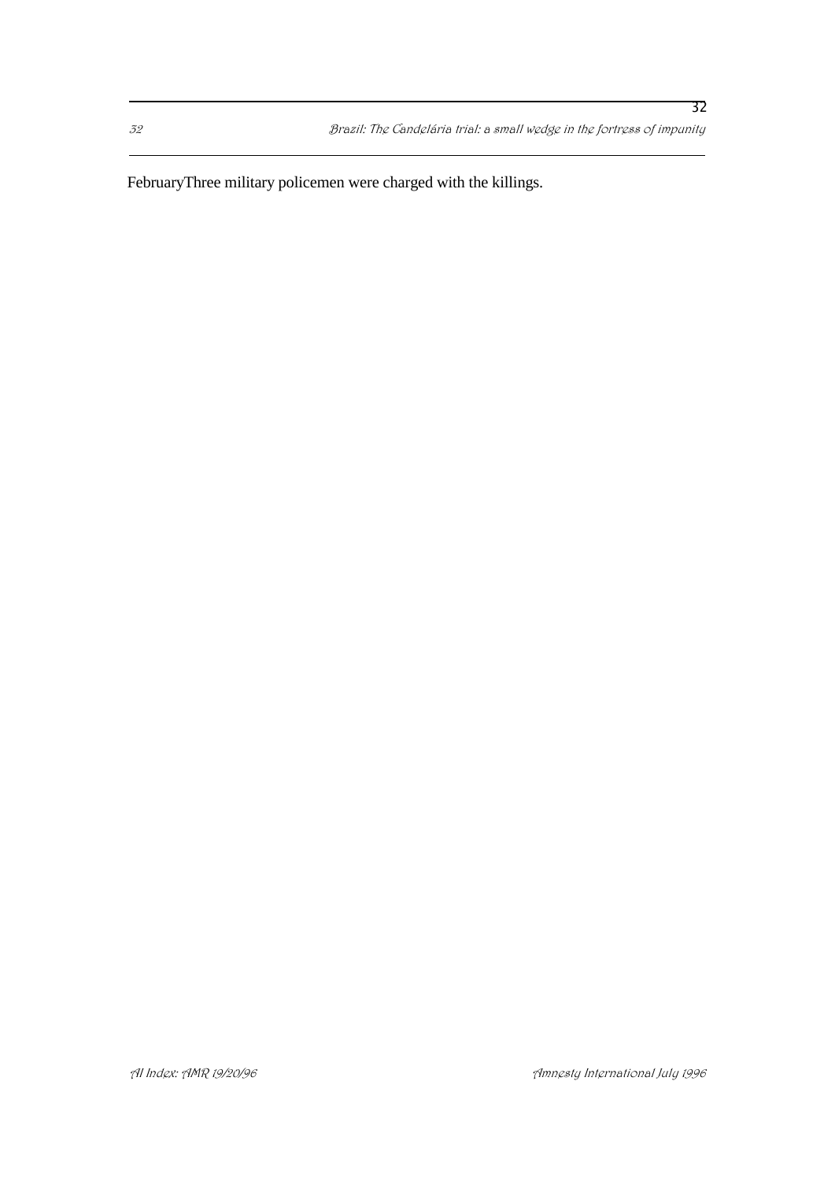FebruaryThree military policemen were charged with the killings.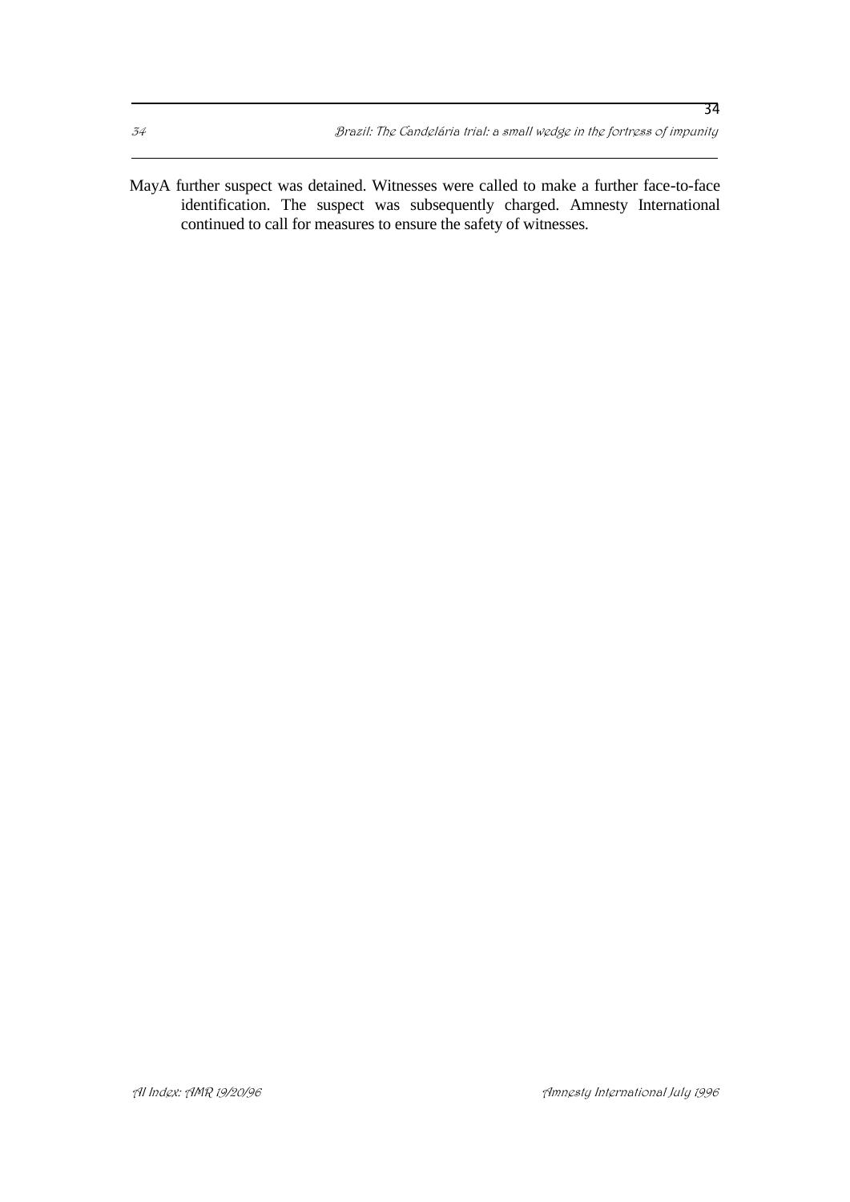MayA further suspect was detained. Witnesses were called to make a further face-to-face identification. The suspect was subsequently charged. Amnesty International continued to call for measures to ensure the safety of witnesses.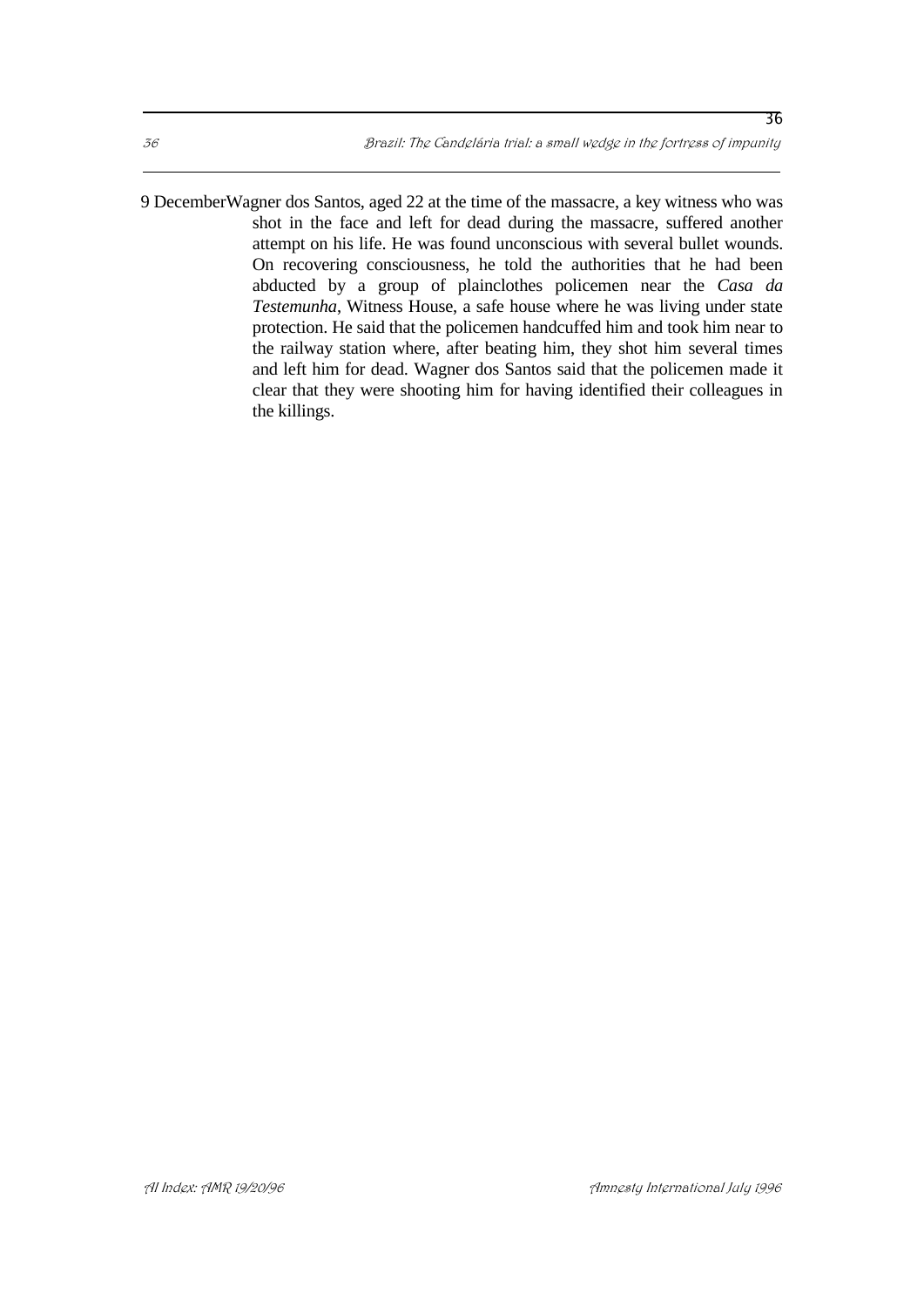9 December Wagner dos Santos, aged 22 at the time of the massacre, a key witness who was shot in the face and left for dead during the massacre, suffered another attempt on his life. He was found unconscious with several bullet wounds. On recovering consciousness, he told the authorities that he had been abducted by a group of plainclothes policemen near the *Casa da Testemunha*, Witness House, a safe house where he was living under state protection. He said that the policemen handcuffed him and took him near to the railway station where, after beating him, they shot him several times and left him for dead. Wagner dos Santos said that the policemen made it clear that they were shooting him for having identified their colleagues in the killings.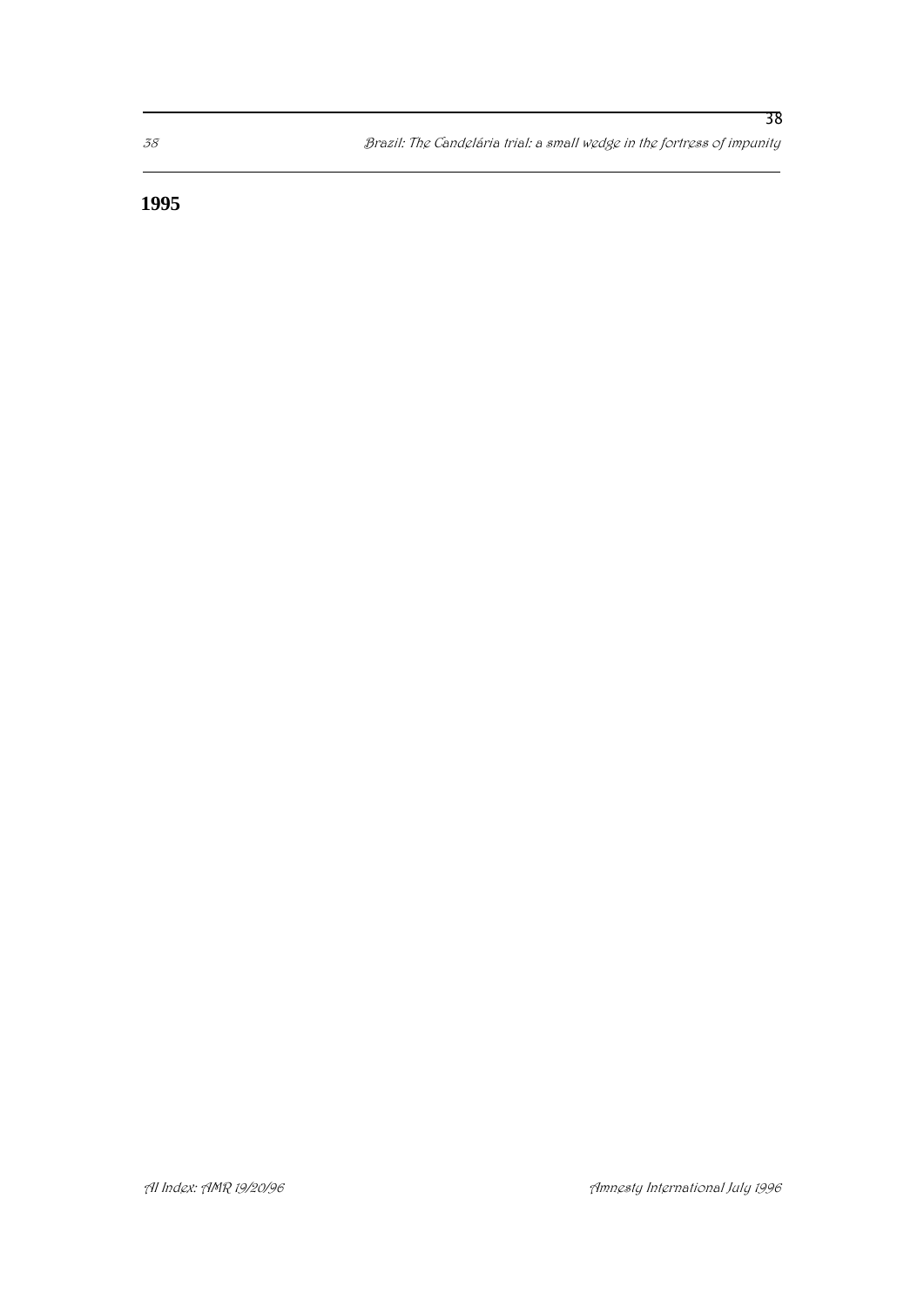**1995**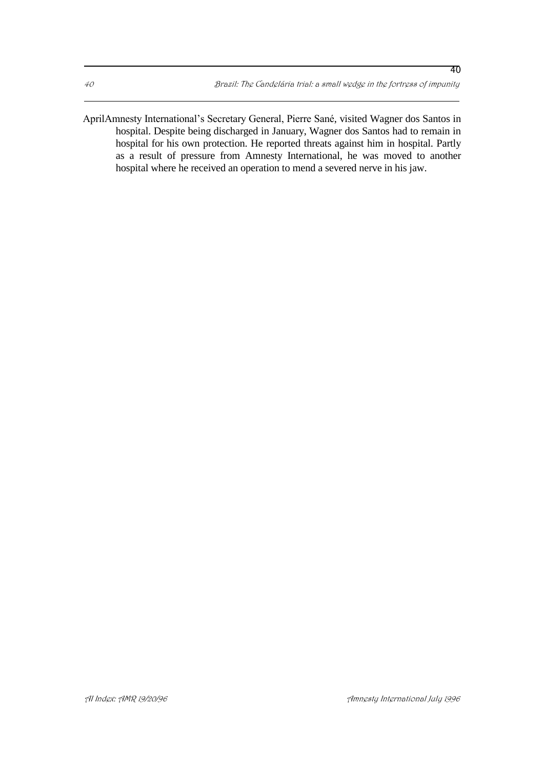April	Amnesty International’s Secretary General, Pierre Sané, visited Wagner dos Santos in hospital. Despite being discharged in January, Wagner dos Santos had to remain in hospital for his own protection. He reported threats against him in hospital. Partly as a result of pressure from Amnesty International, he was moved to another hospital where he received an operation to mend a severed nerve in his jaw.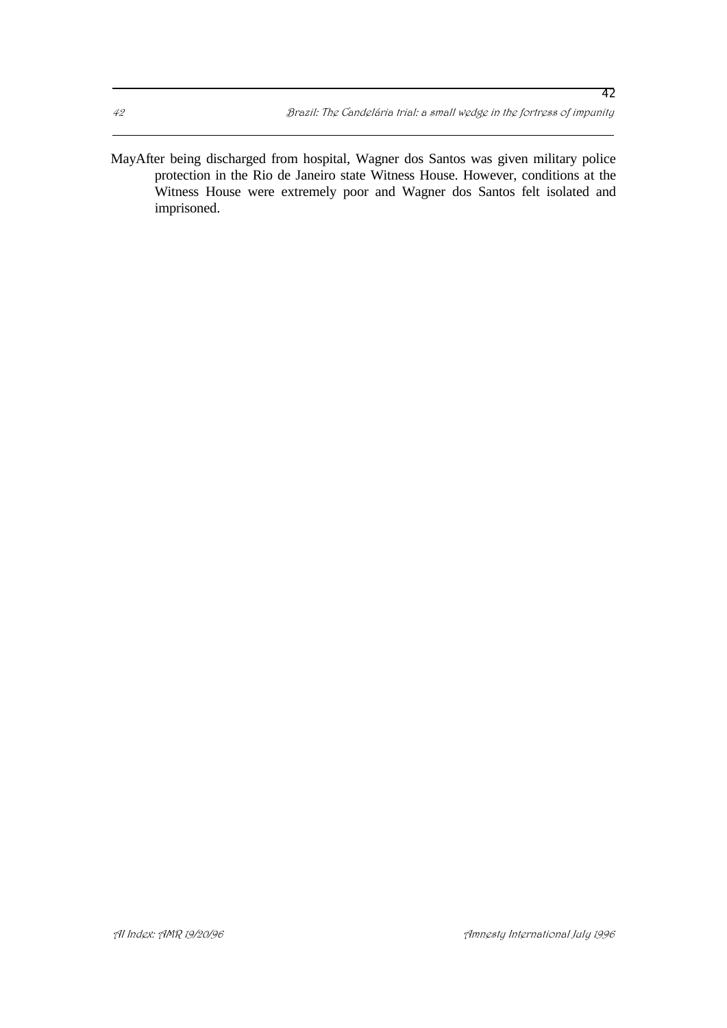MayAfter being discharged from hospital, Wagner dos Santos was given military police protection in the Rio de Janeiro state Witness House. However, conditions at the Witness House were extremely poor and Wagner dos Santos felt isolated and imprisoned.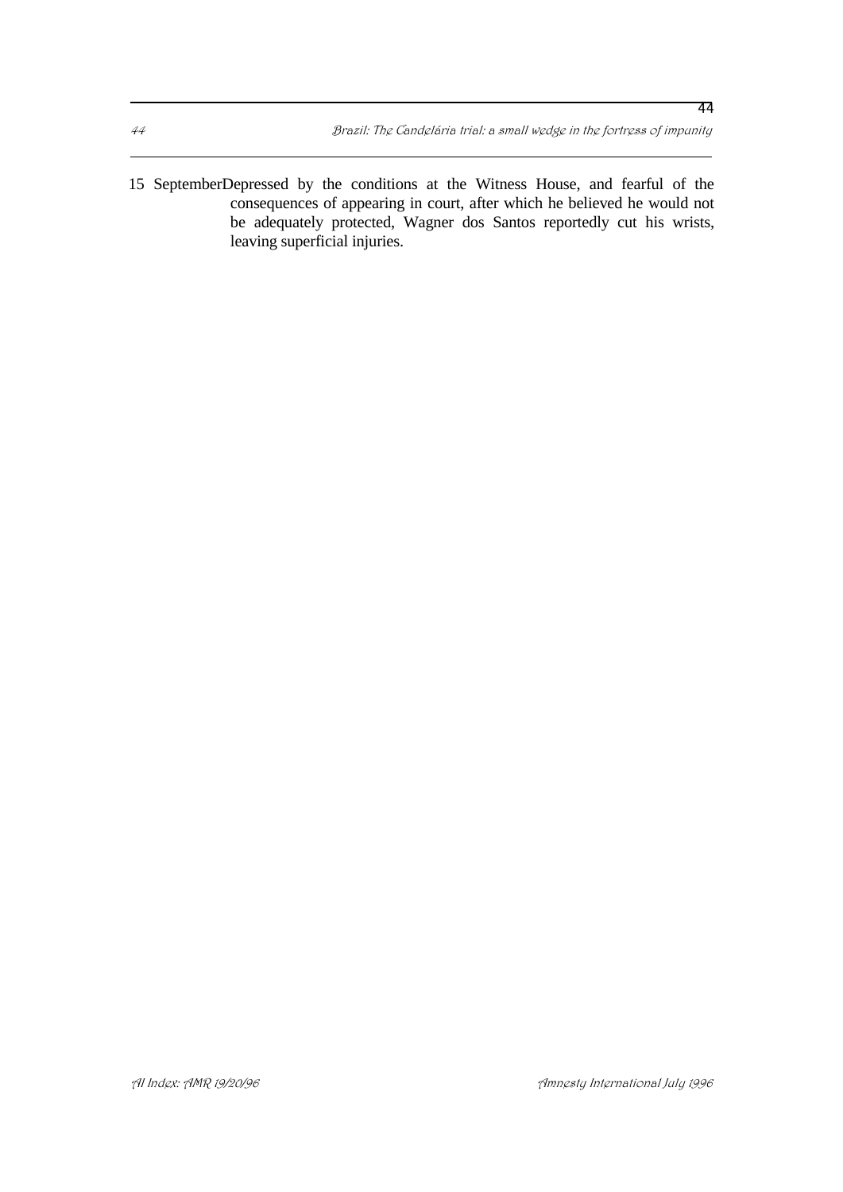15 September Depressed by the conditions at the Witness House, and fearful of the consequences of appearing in court, after which he believed he would not be adequately protected, Wagner dos Santos reportedly cut his wrists, leaving superficial injuries.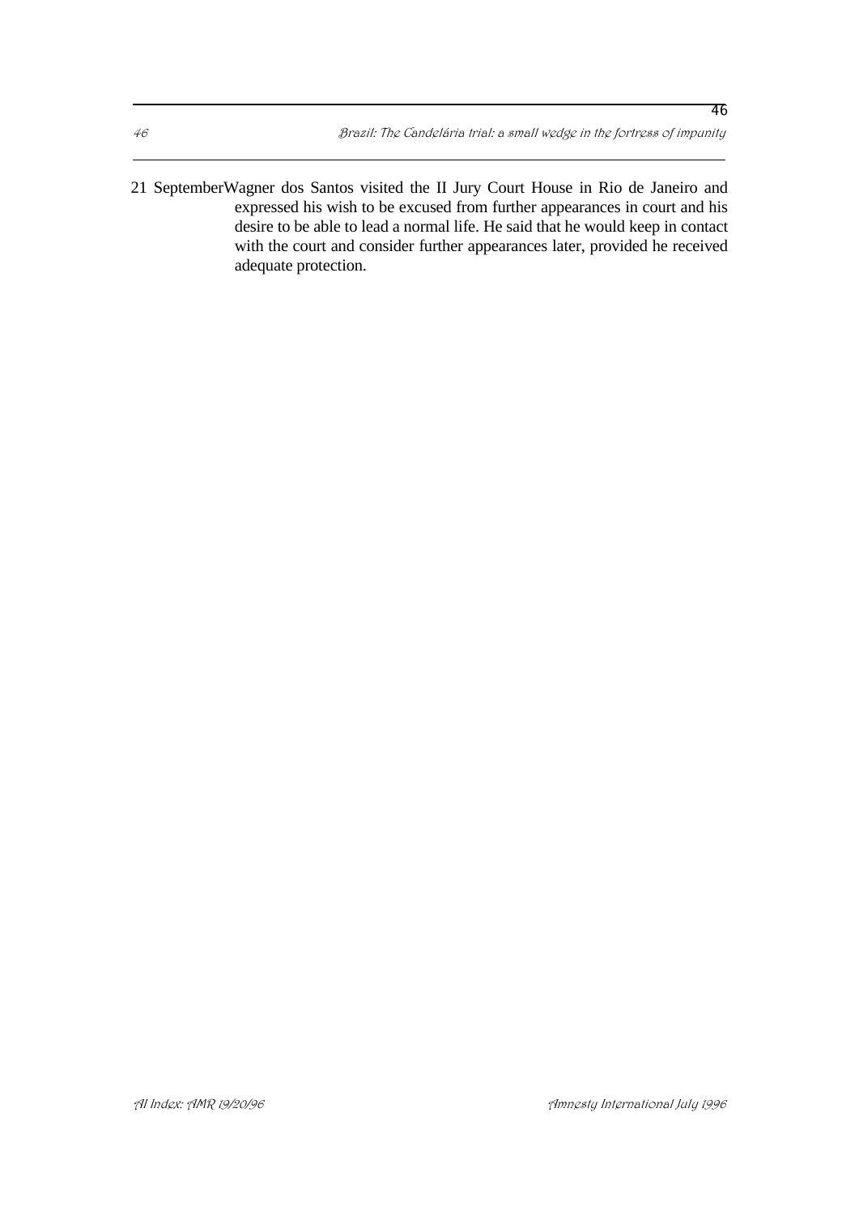21 September Wagner dos Santos visited the II Jury Court House in Rio de Janeiro and expressed his wish to be excused from further appearances in court and his desire to be able to lead a normal life. He said that he would keep in contact with the court and consider further appearances later, provided he received adequate protection.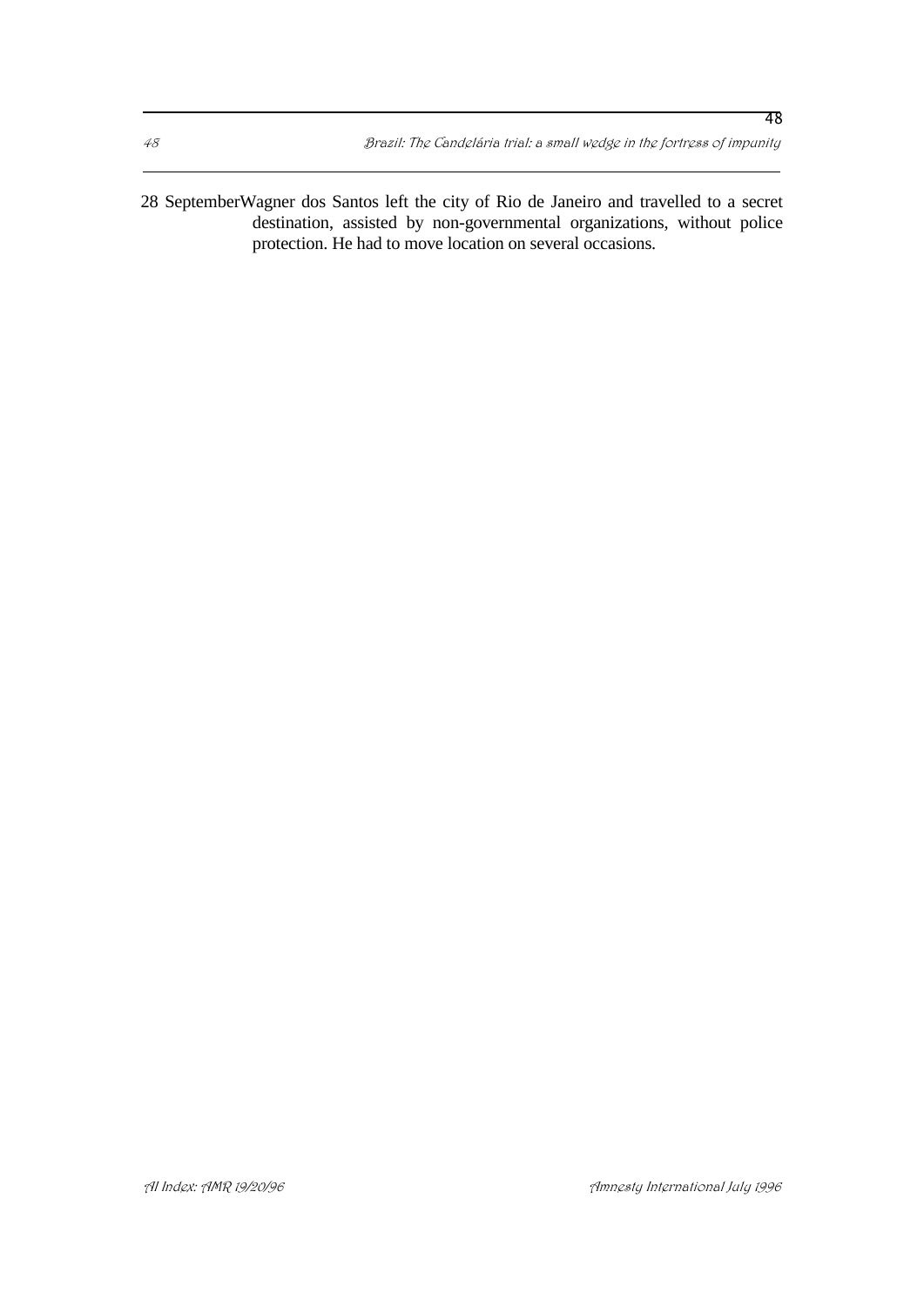28 September Wagner dos Santos left the city of Rio de Janeiro and travelled to a secret destination, assisted by non-governmental organizations, without police protection. He had to move location on several occasions.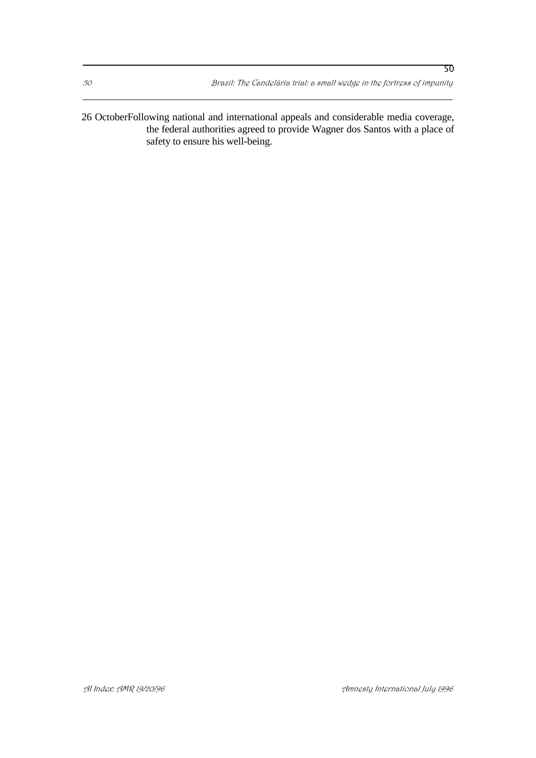26 October Following national and international appeals and considerable media coverage, the federal authorities agreed to provide Wagner dos Santos with a place of safety to ensure his well-being.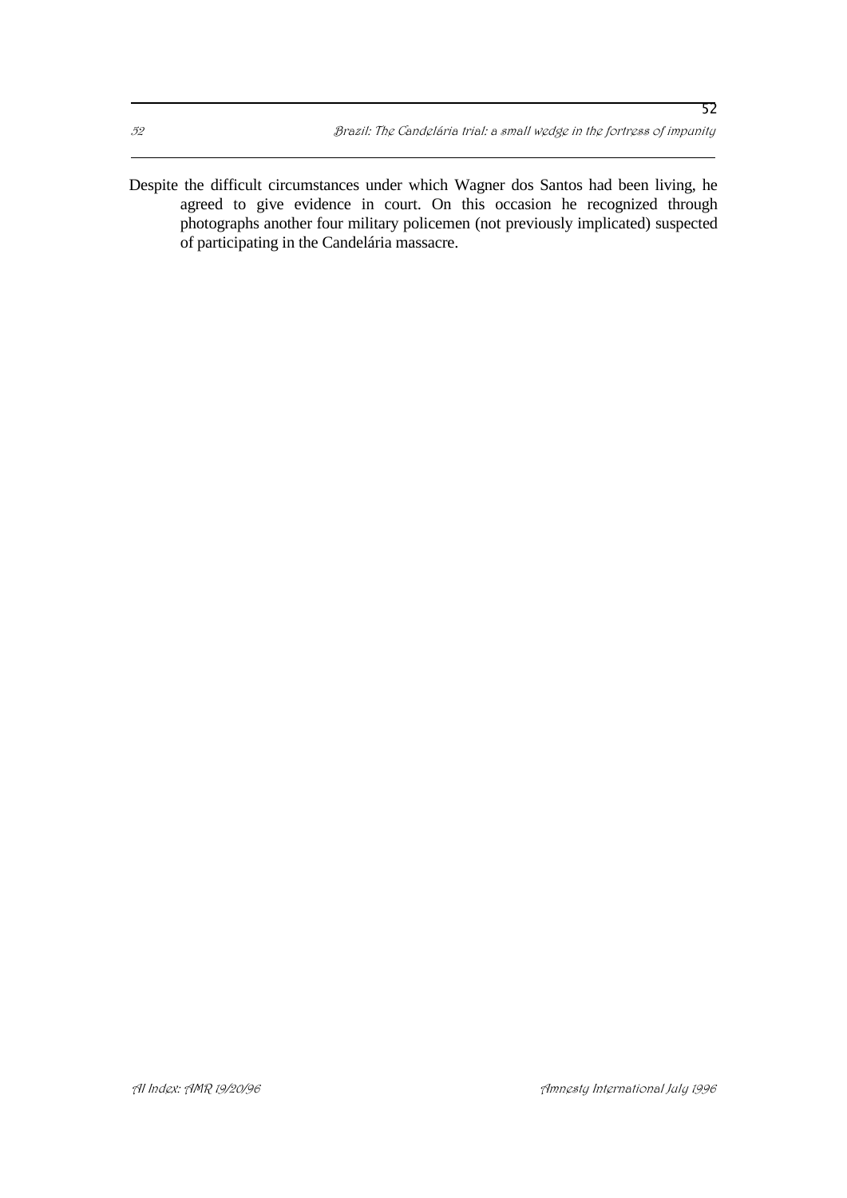Despite the difficult circumstances under which Wagner dos Santos had been living, he agreed to give evidence in court. On this occasion he recognized through photographs another four military policemen (not previously implicated) suspected of participating in the Candelária massacre.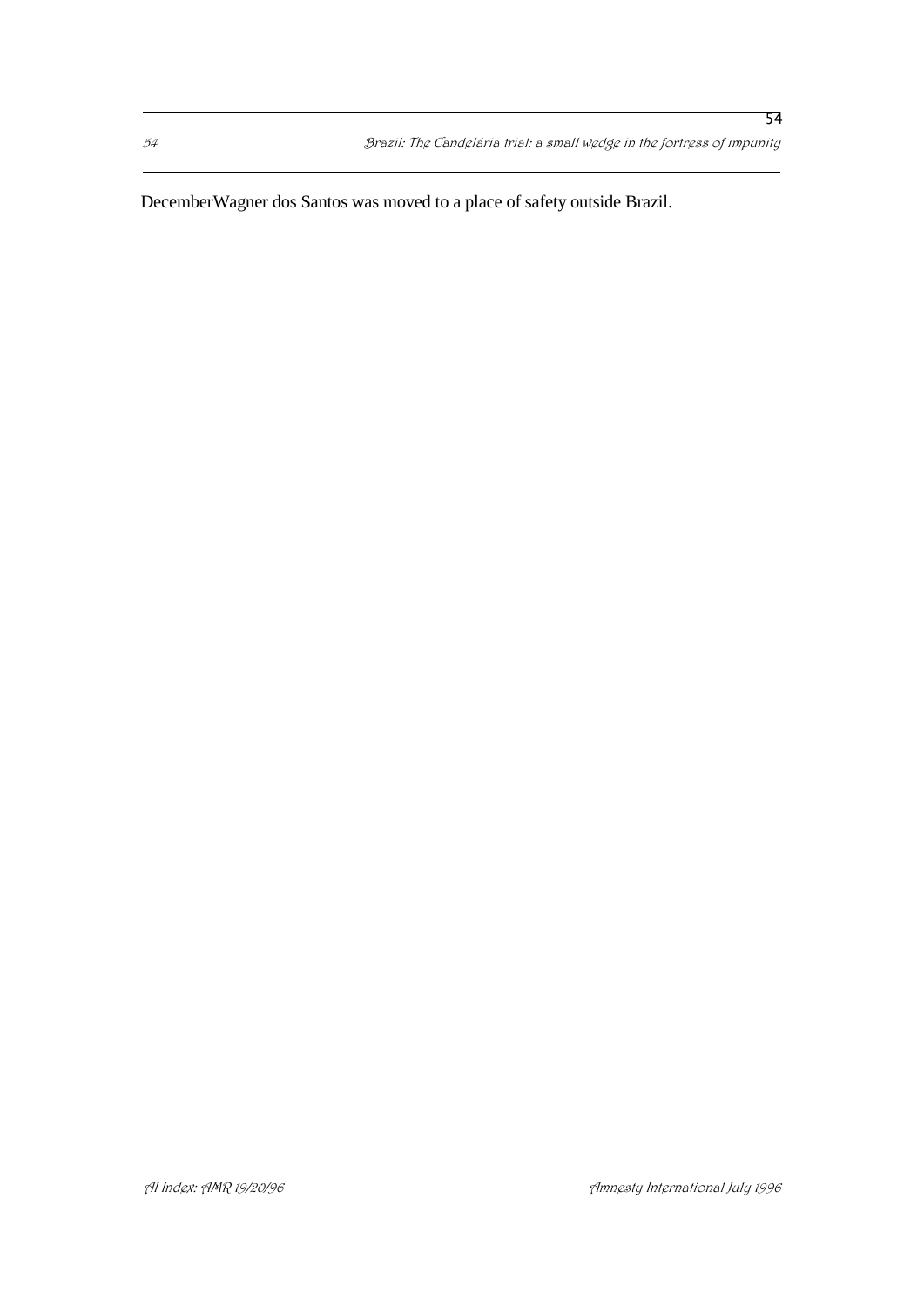DecemberWagner dos Santos was moved to a place of safety outside Brazil.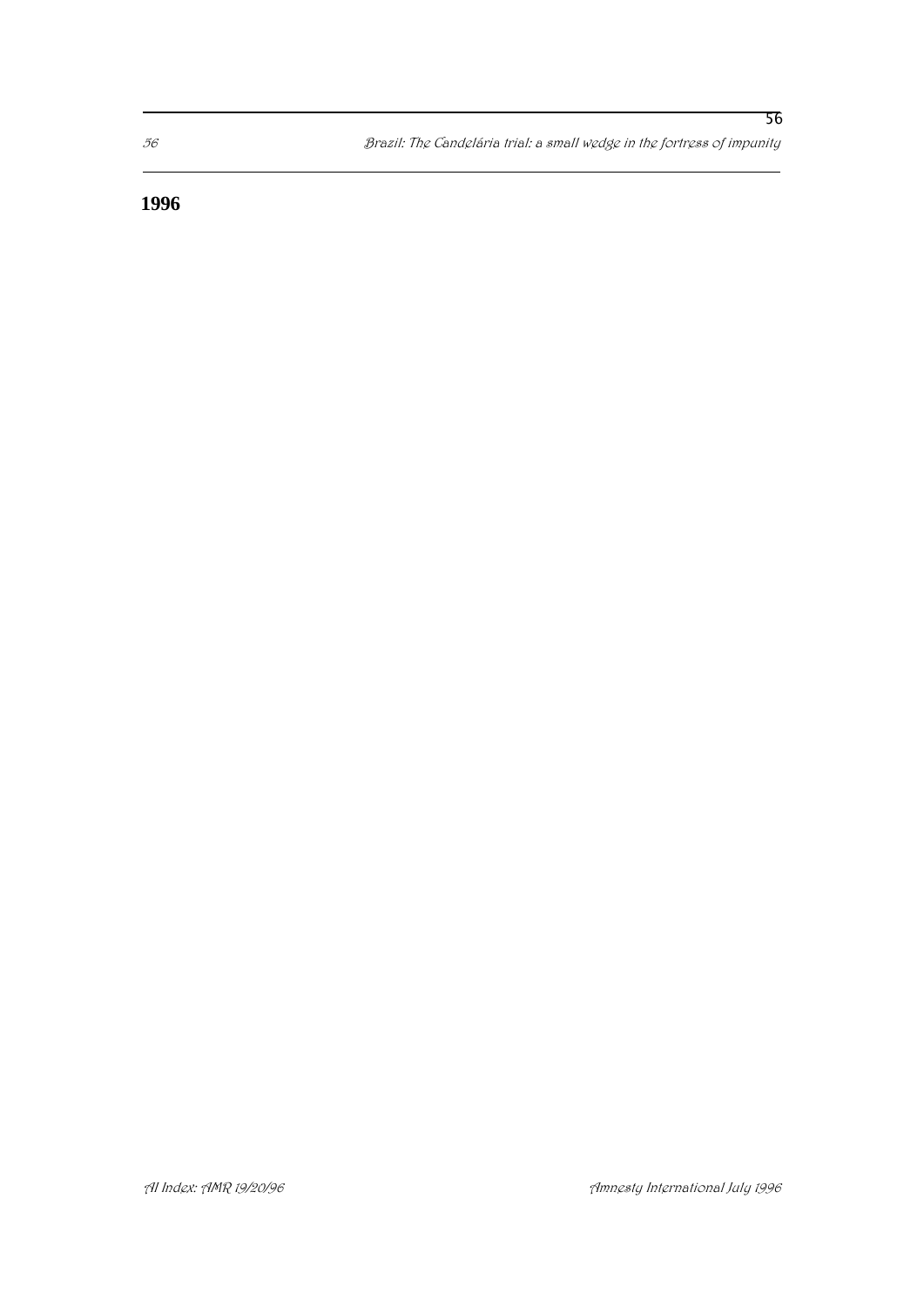**1996**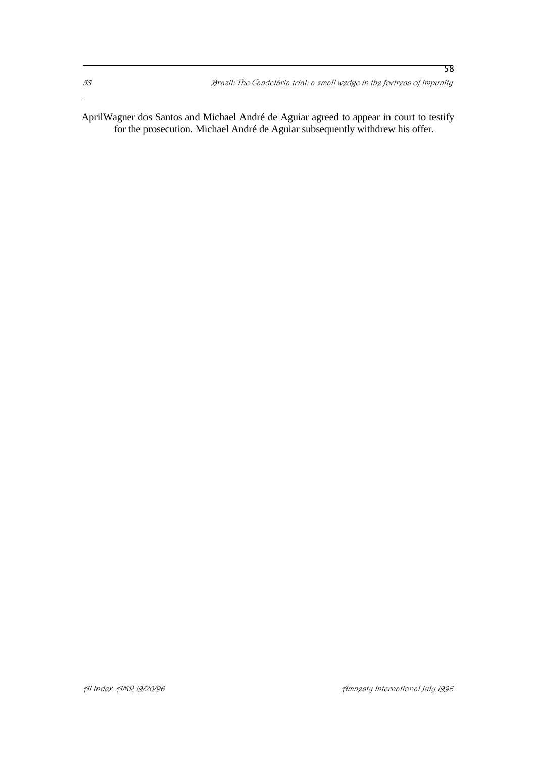AprilWagner dos Santos and Michael André de Aguiar agreed to appear in court to testify for the prosecution. Michael André de Aguiar subsequently withdrew his offer.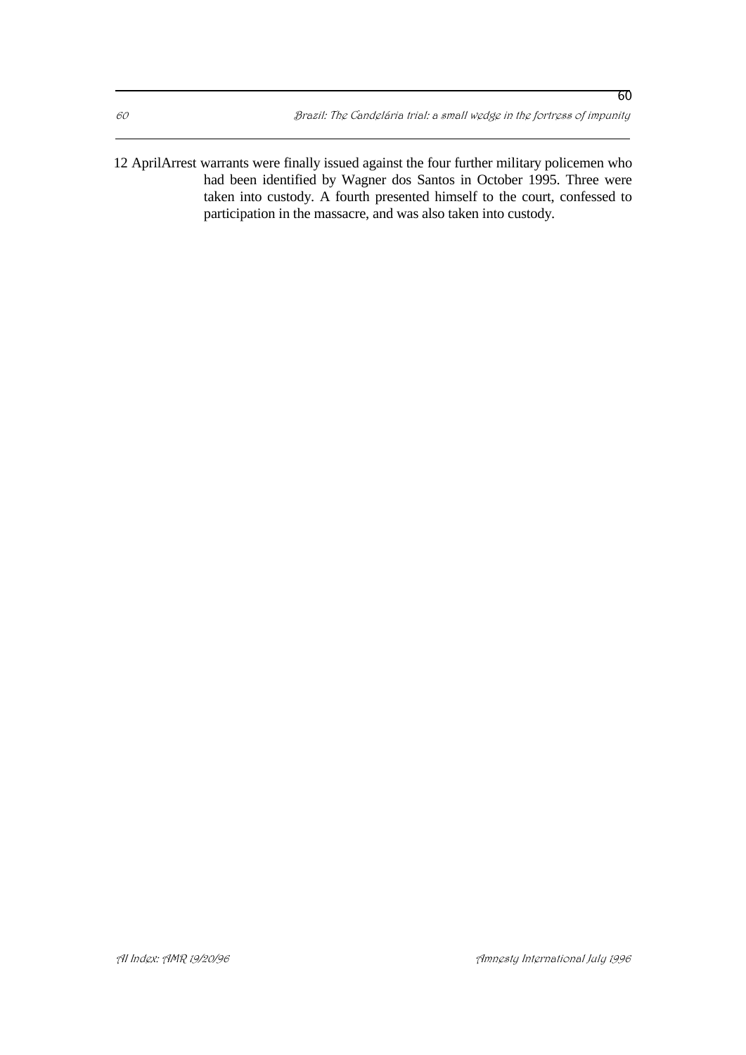12 April Arrest warrants were finally issued against the four further military policemen who had been identified by Wagner dos Santos in October 1995. Three were taken into custody. A fourth presented himself to the court, confessed to participation in the massacre, and was also taken into custody.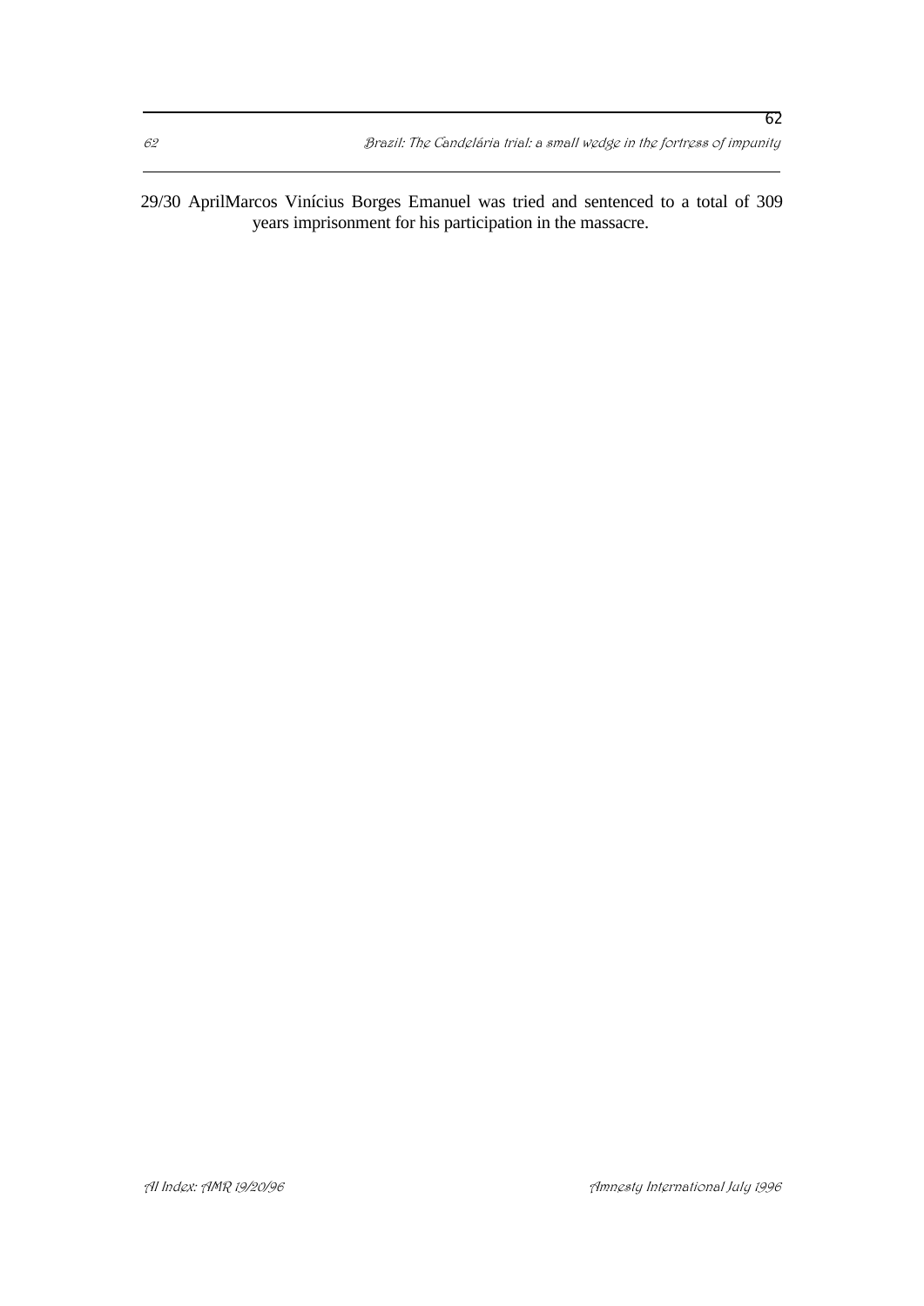29/30 April	Marcos Vinícius Borges Emanuel was tried and sentenced to a total of 309 years imprisonment for his participation in the massacre.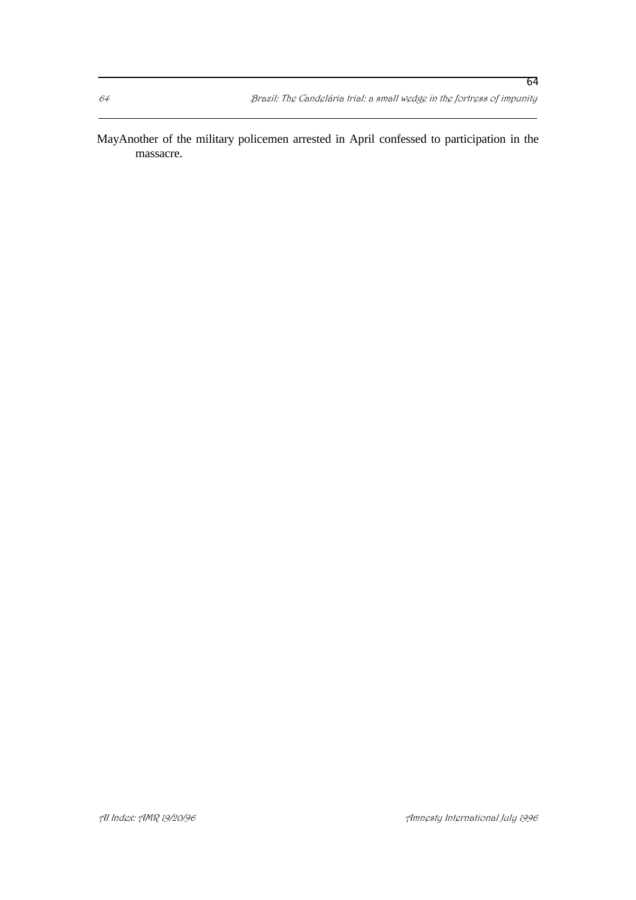MayAnother of the military policemen arrested in April confessed to participation in the massacre.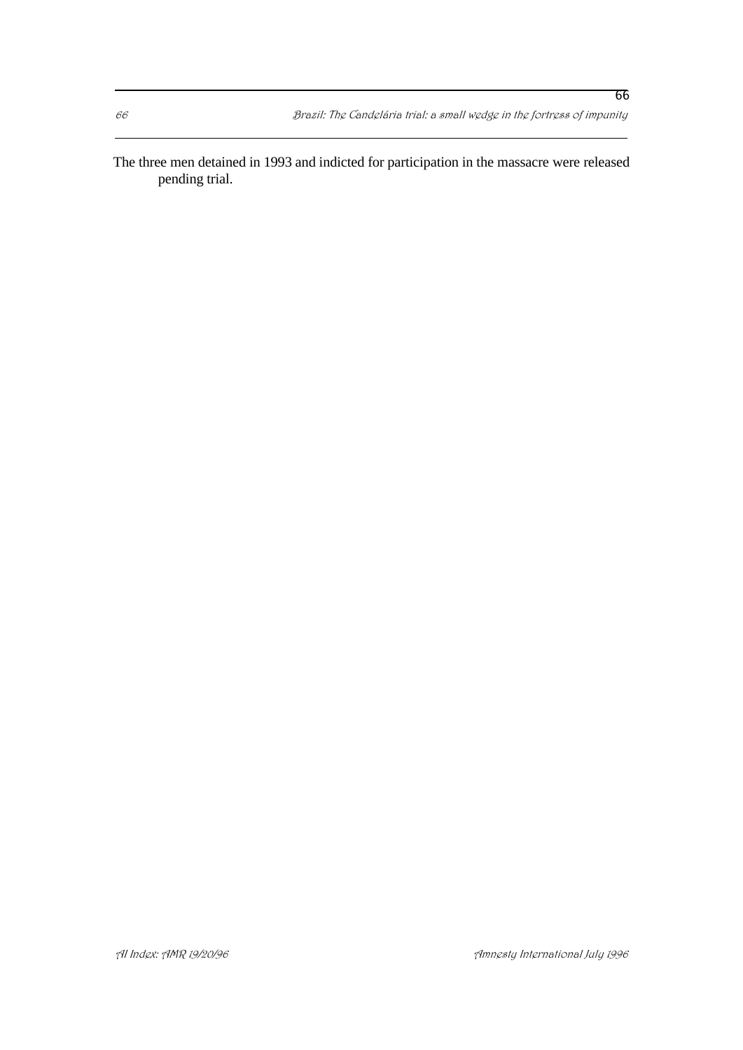The three men detained in 1993 and indicted for participation in the massacre were released pending trial.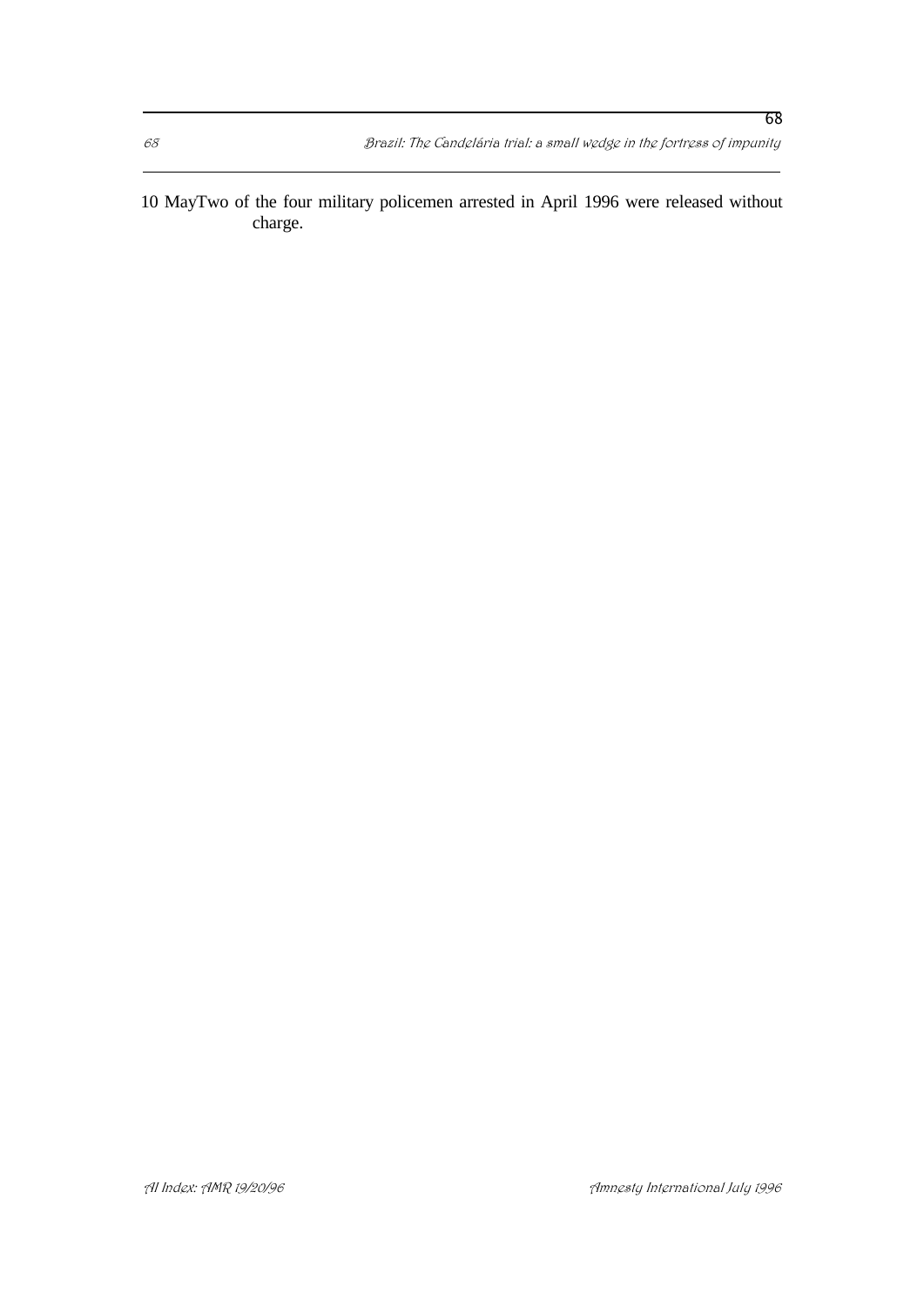10 May	Two of the four military policemen arrested in April 1996 were released without charge.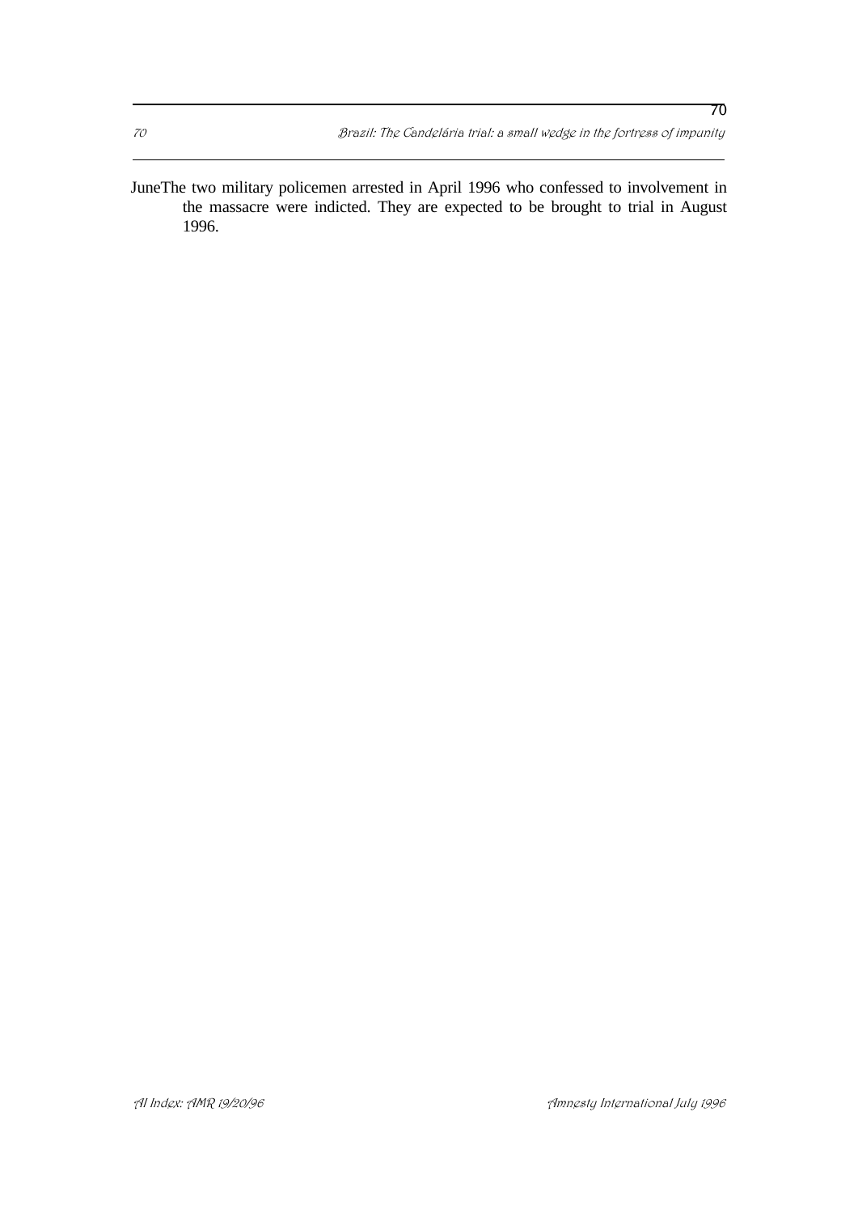June The two military policemen arrested in April 1996 who confessed to involvement in the massacre were indicted. They are expected to be brought to trial in August 1996.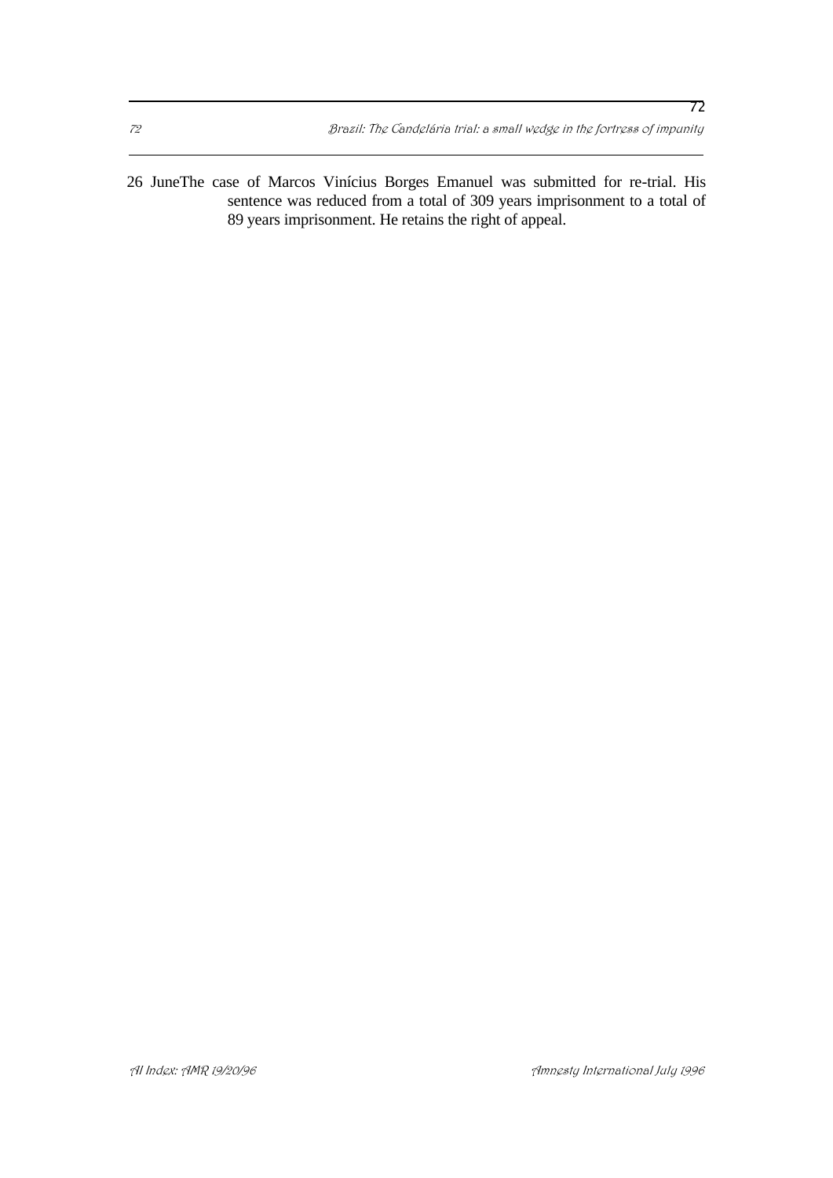26 June The case of Marcos Vinícius Borges Emanuel was submitted for re-trial. His sentence was reduced from a total of 309 years imprisonment to a total of 89 years imprisonment. He retains the right of appeal.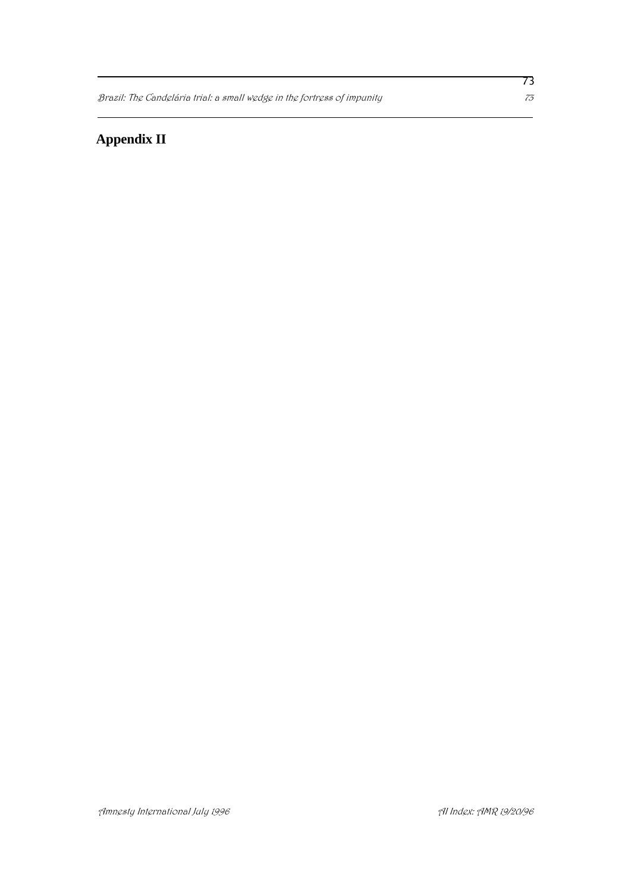# Appendix II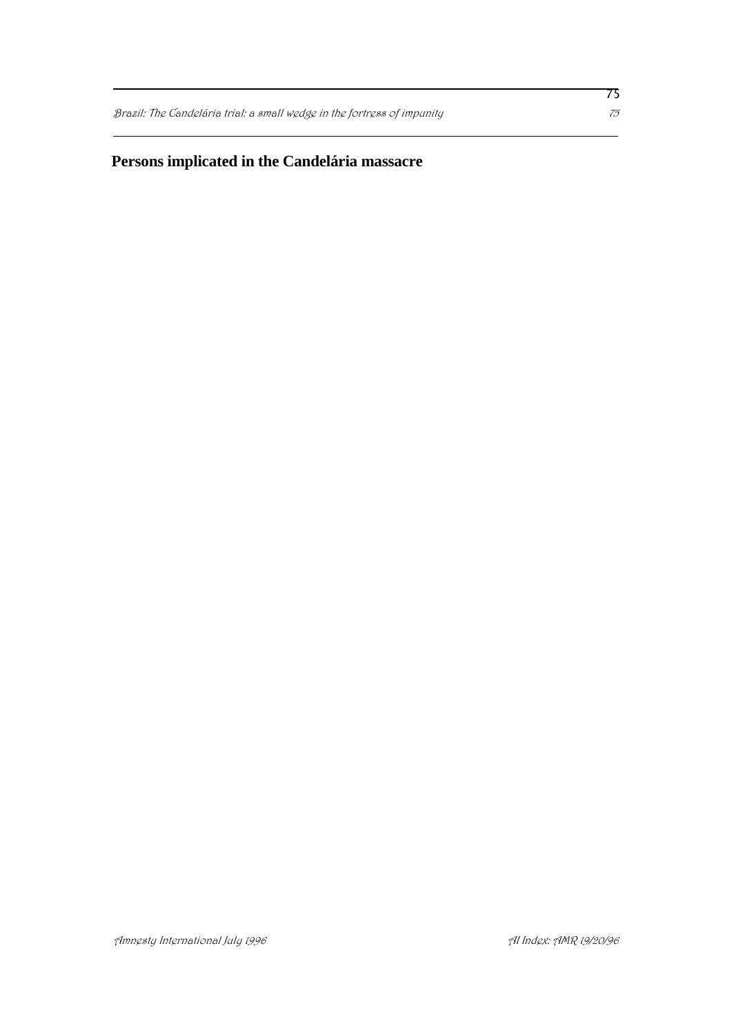## Persons implicated in the Candelária massacre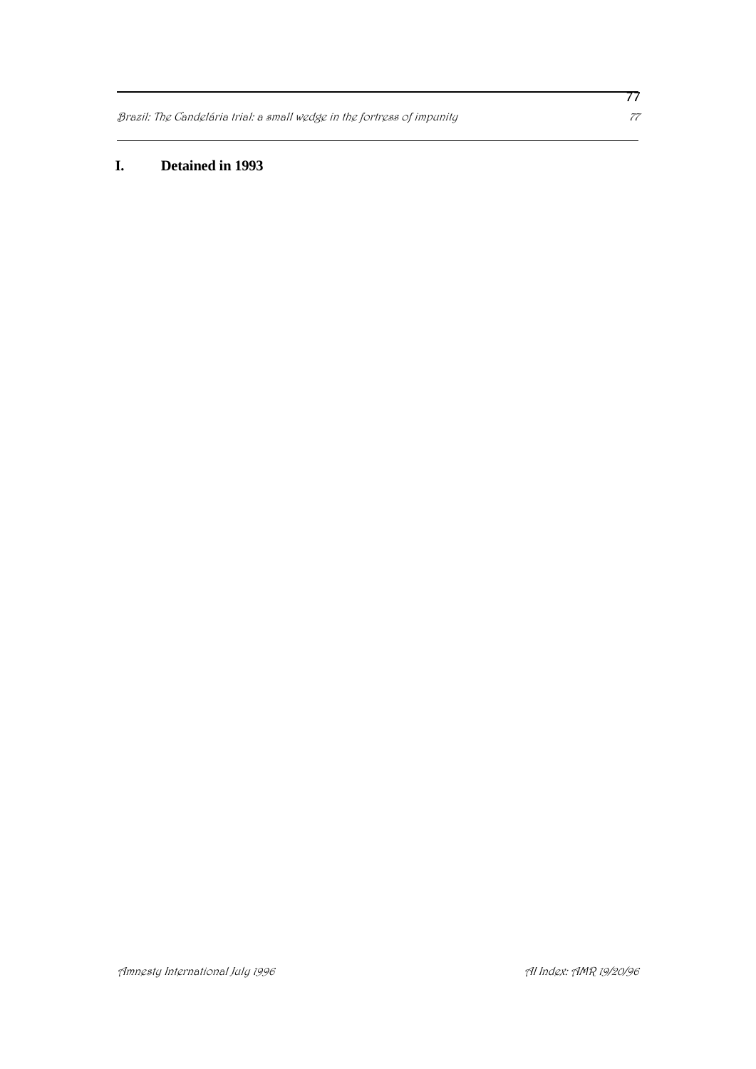## I. Detained in 1993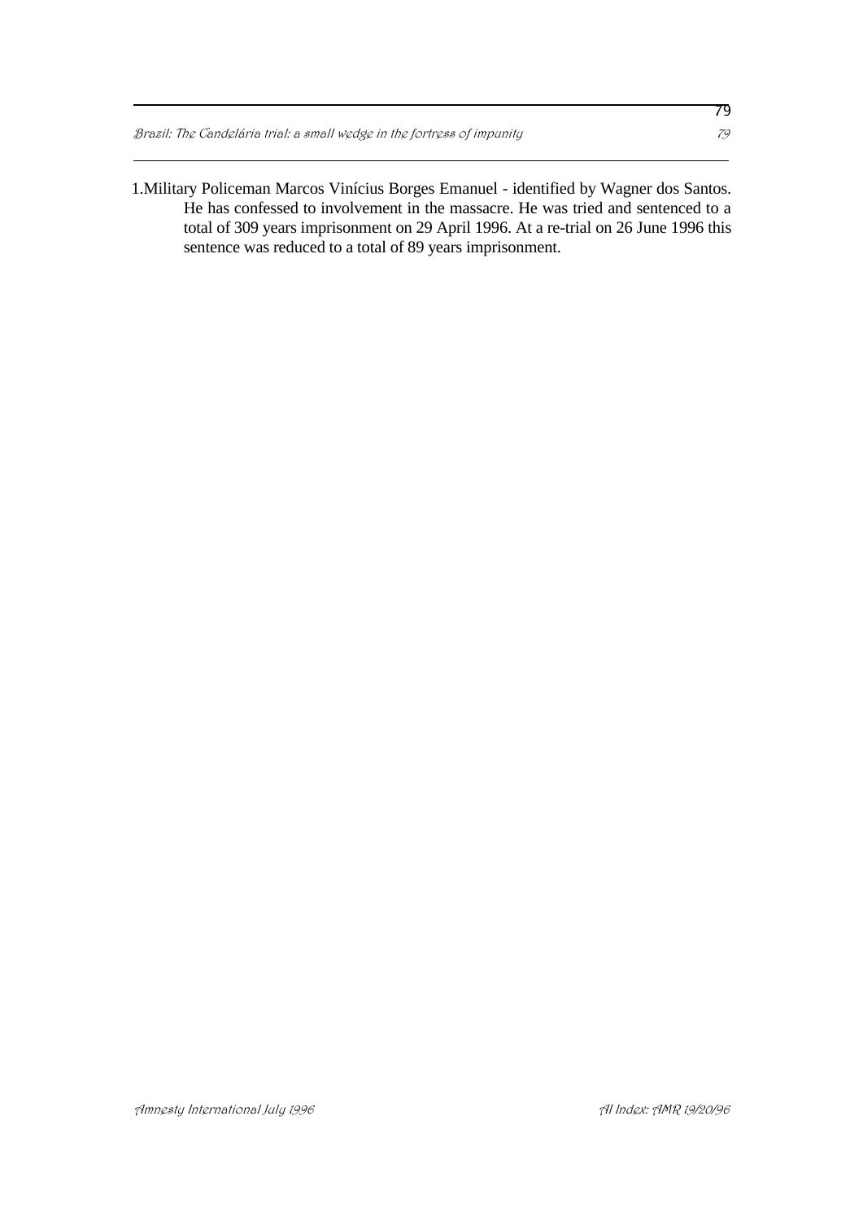1. Military Policeman Marcos Vinícius Borges Emanuel - identified by Wagner dos Santos. He has confessed to involvement in the massacre. He was tried and sentenced to a total of 309 years imprisonment on 29 April 1996. At a re-trial on 26 June 1996 this sentence was reduced to a total of 89 years imprisonment.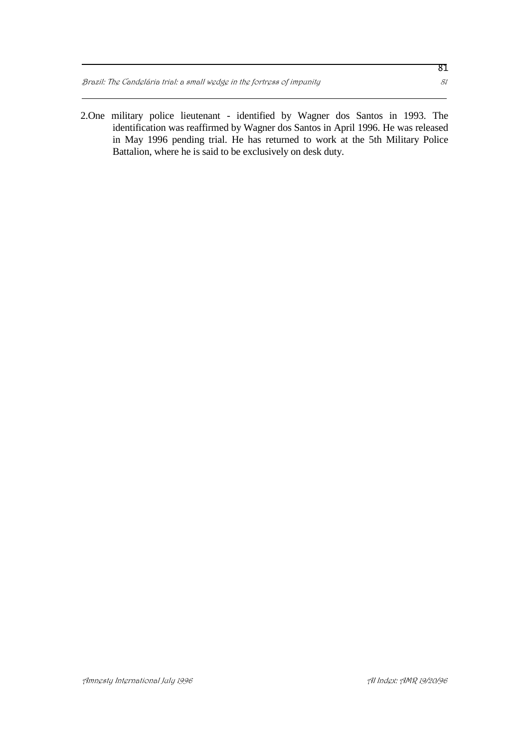2. One military police lieutenant - identified by Wagner dos Santos in 1993. The identification was reaffirmed by Wagner dos Santos in April 1996. He was released in May 1996 pending trial. He has returned to work at the 5th Military Police Battalion, where he is said to be exclusively on desk duty.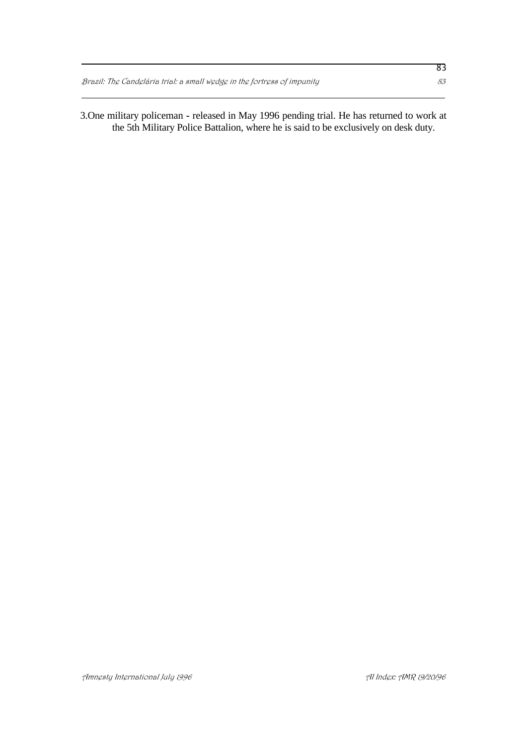3. One military policeman - released in May 1996 pending trial. He has returned to work at the 5th Military Police Battalion, where he is said to be exclusively on desk duty.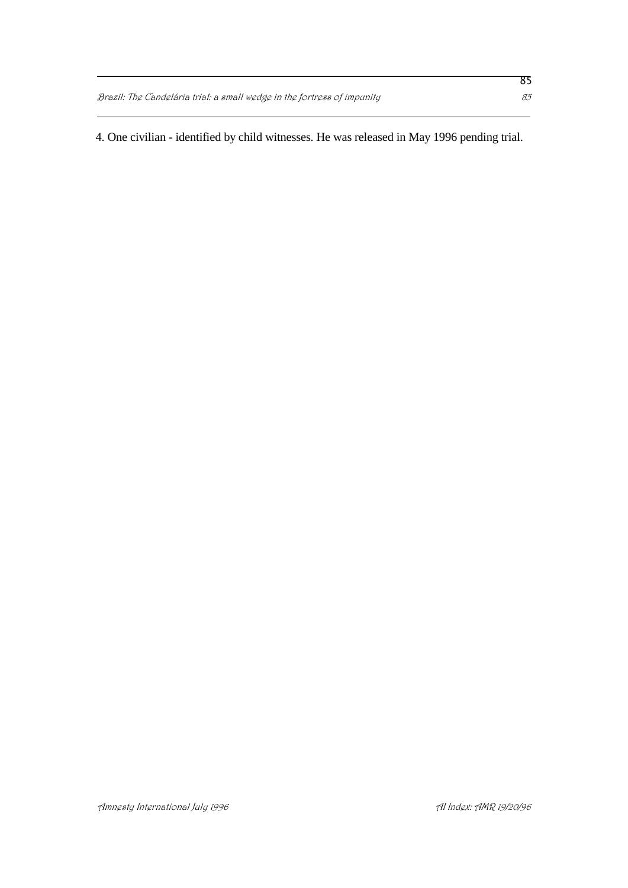4. One civilian - identified by child witnesses. He was released in May 1996 pending trial.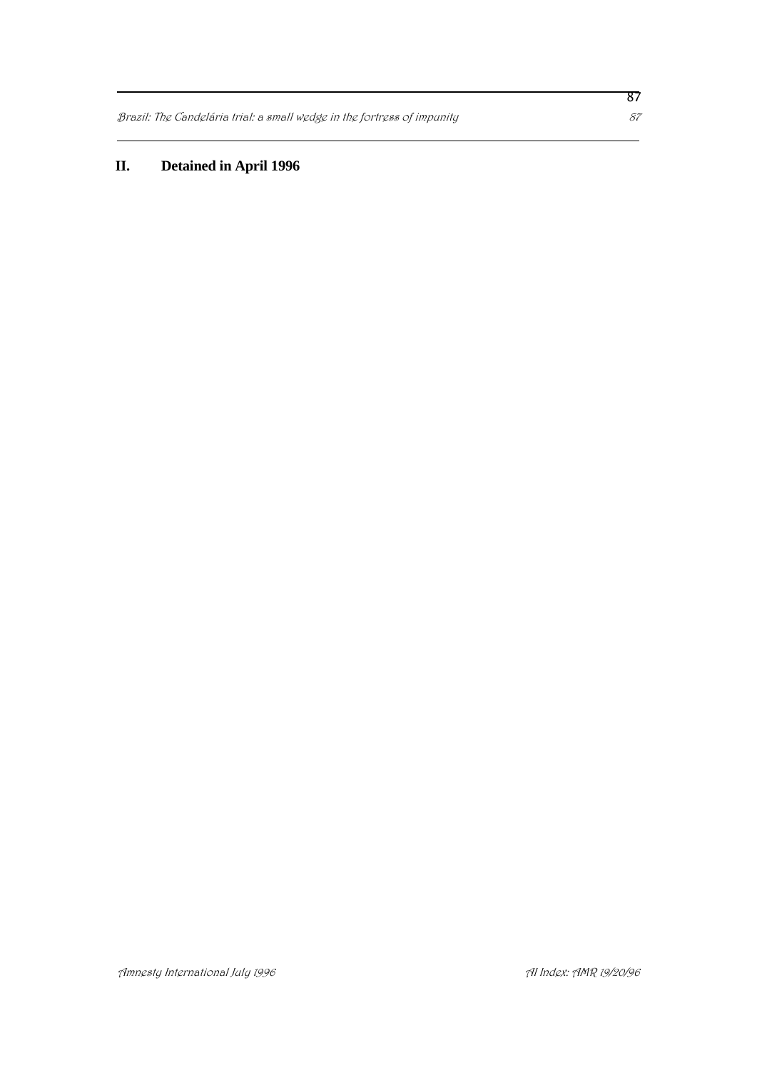## II. Detained in April 1996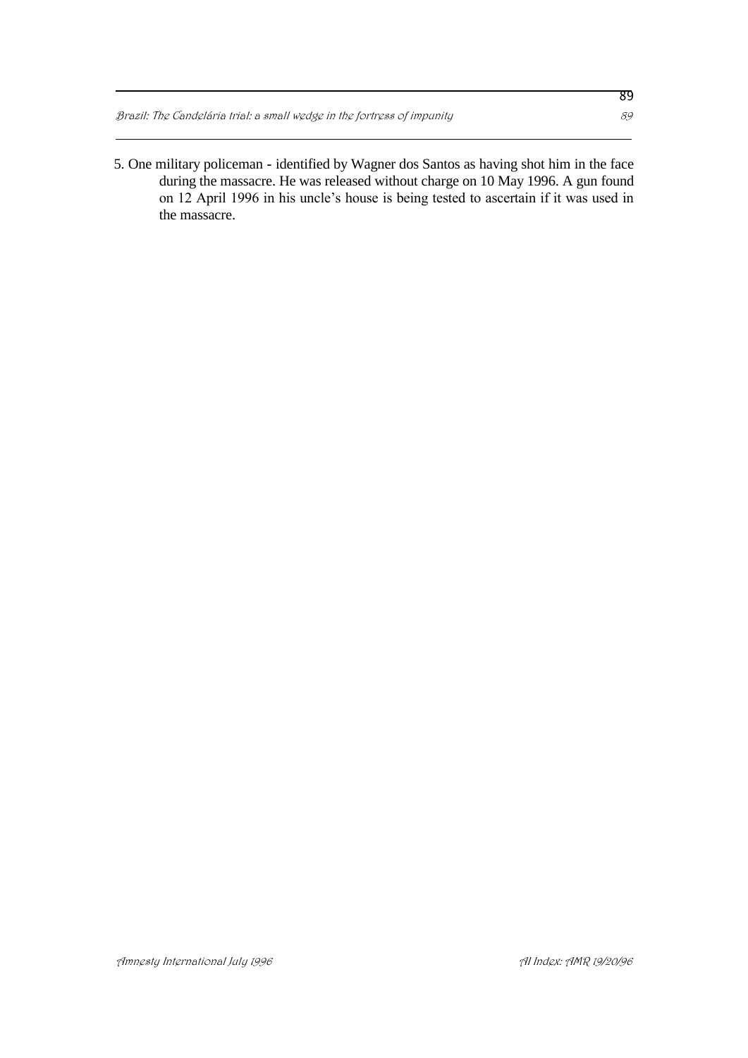5. One military policeman - identified by Wagner dos Santos as having shot him in the face during the massacre. He was released without charge on 10 May 1996. A gun found on 12 April 1996 in his uncle's house is being tested to ascertain if it was used in the massacre.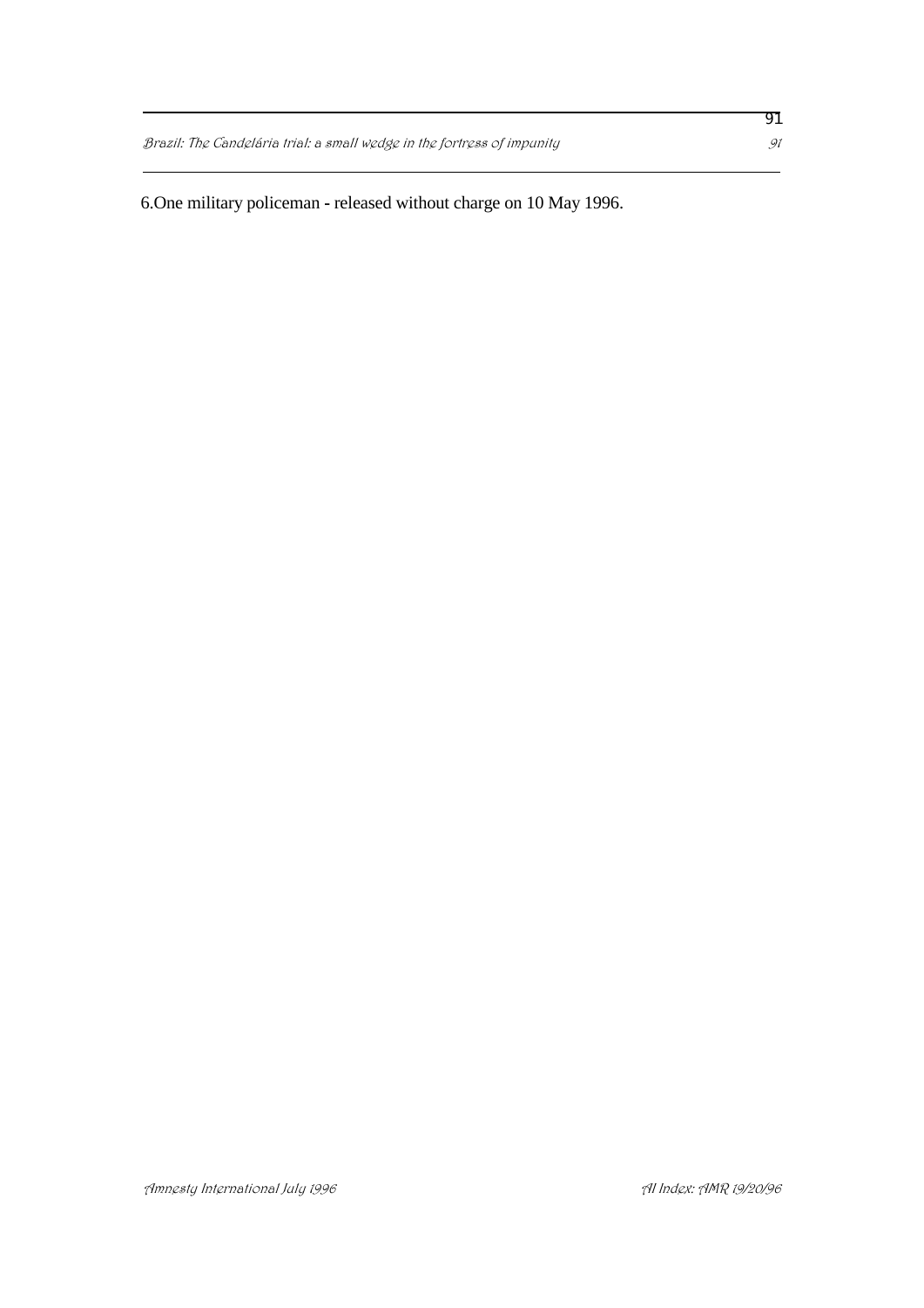6.One military policeman - released without charge on 10 May 1996.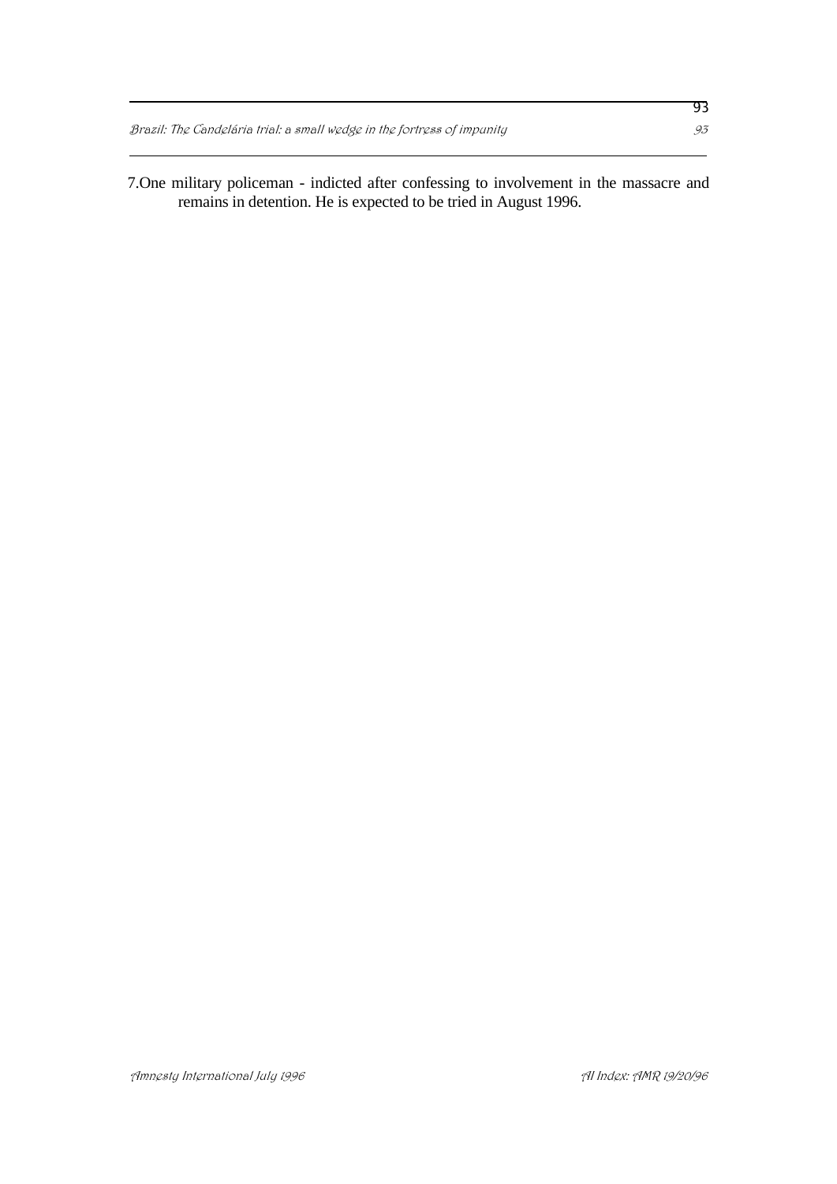7. One military policeman - indicted after confessing to involvement in the massacre and remains in detention. He is expected to be tried in August 1996.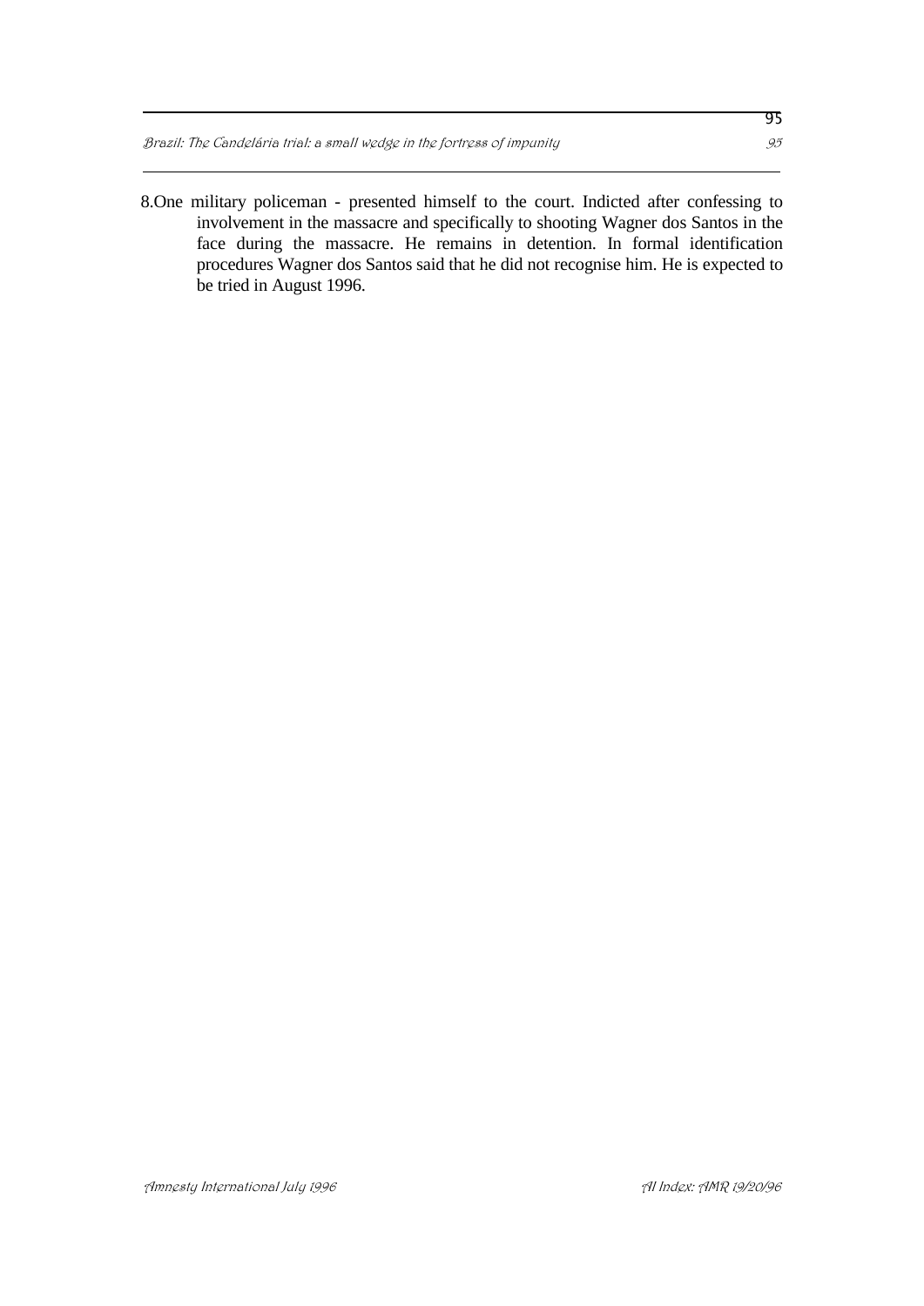8. One military policeman - presented himself to the court. Indicted after confessing to involvement in the massacre and specifically to shooting Wagner dos Santos in the face during the massacre. He remains in detention. In formal identification procedures Wagner dos Santos said that he did not recognise him. He is expected to be tried in August 1996.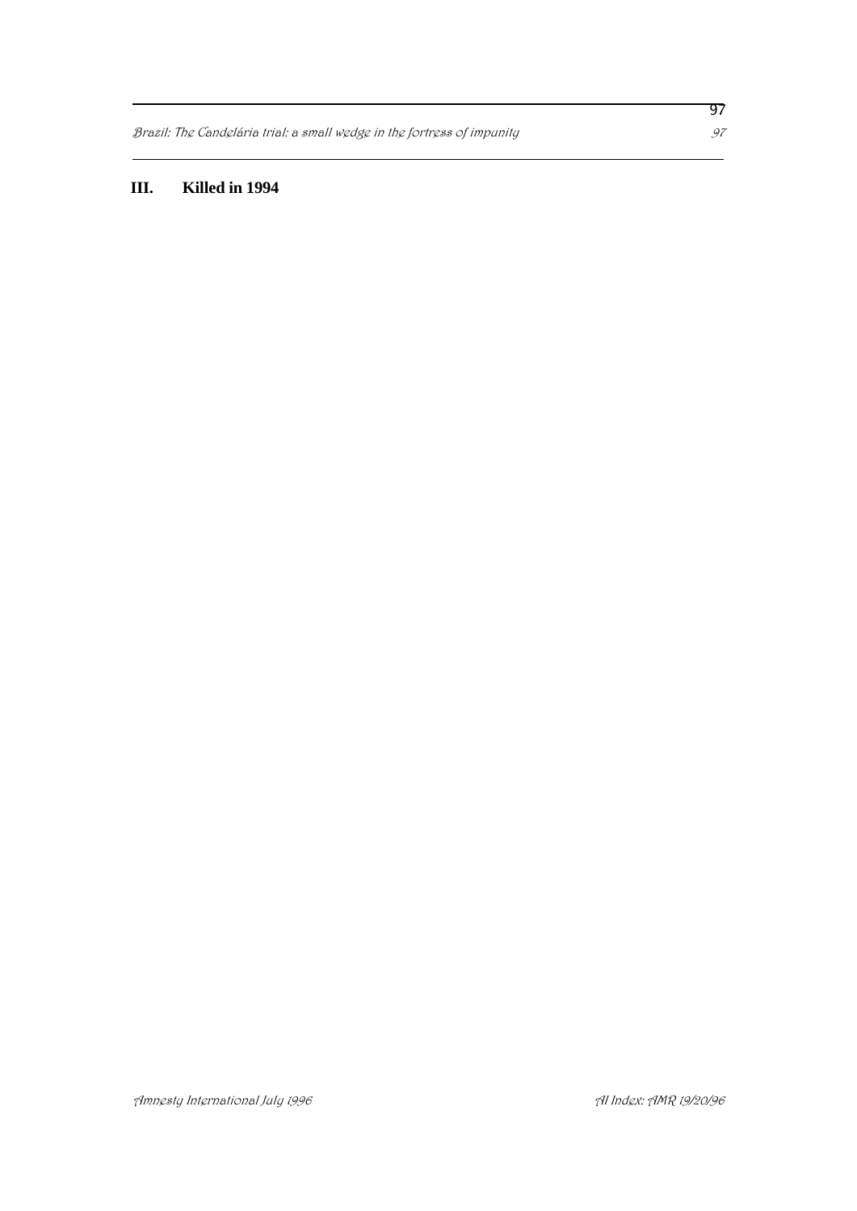## III. Killed in 1994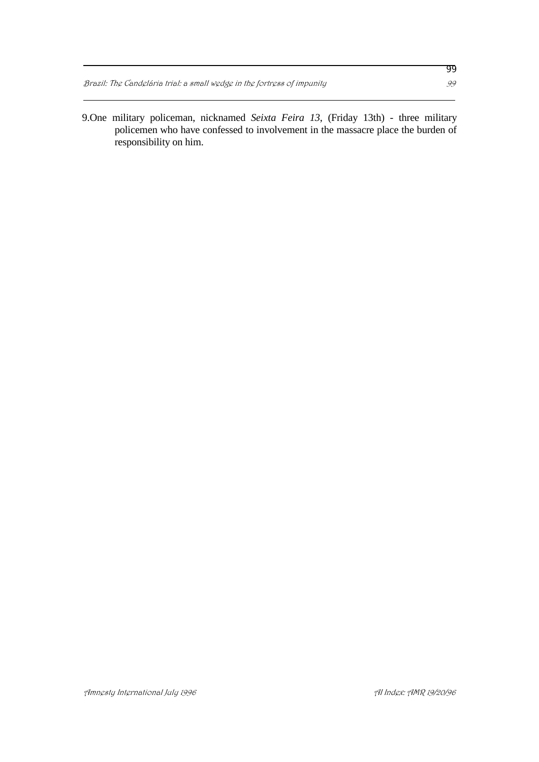9.One military policeman, nicknamed *Seixta Feira 13*, (Friday 13th) - three military policemen who have confessed to involvement in the massacre place the burden of responsibility on him.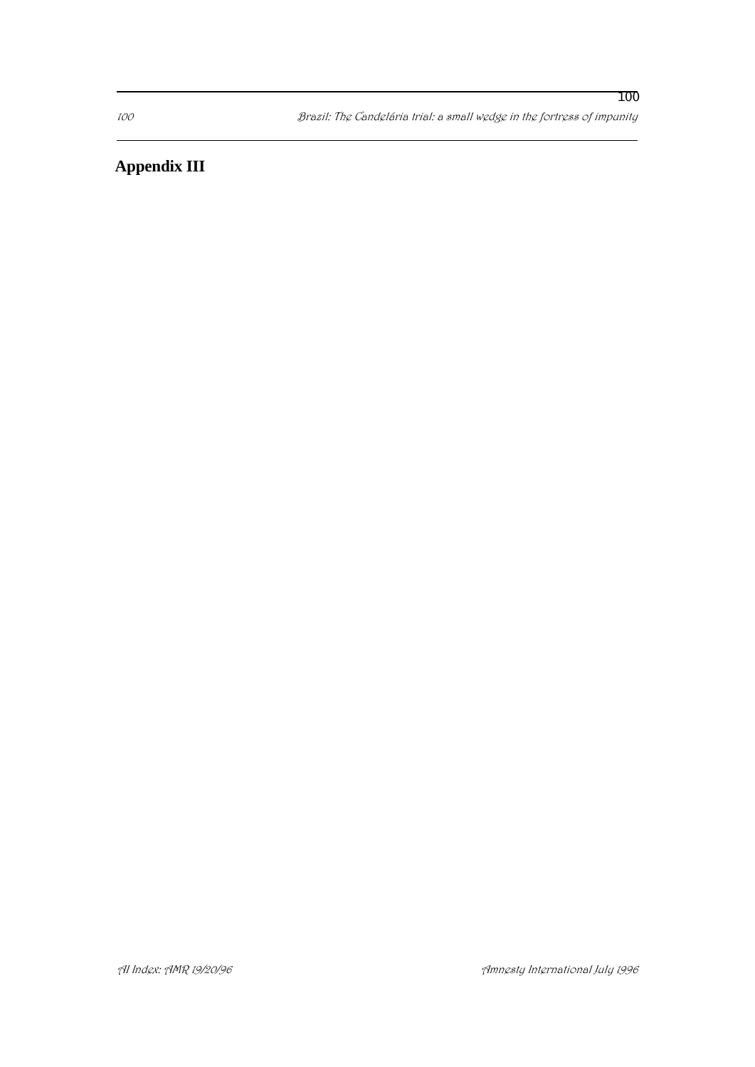## Appendix III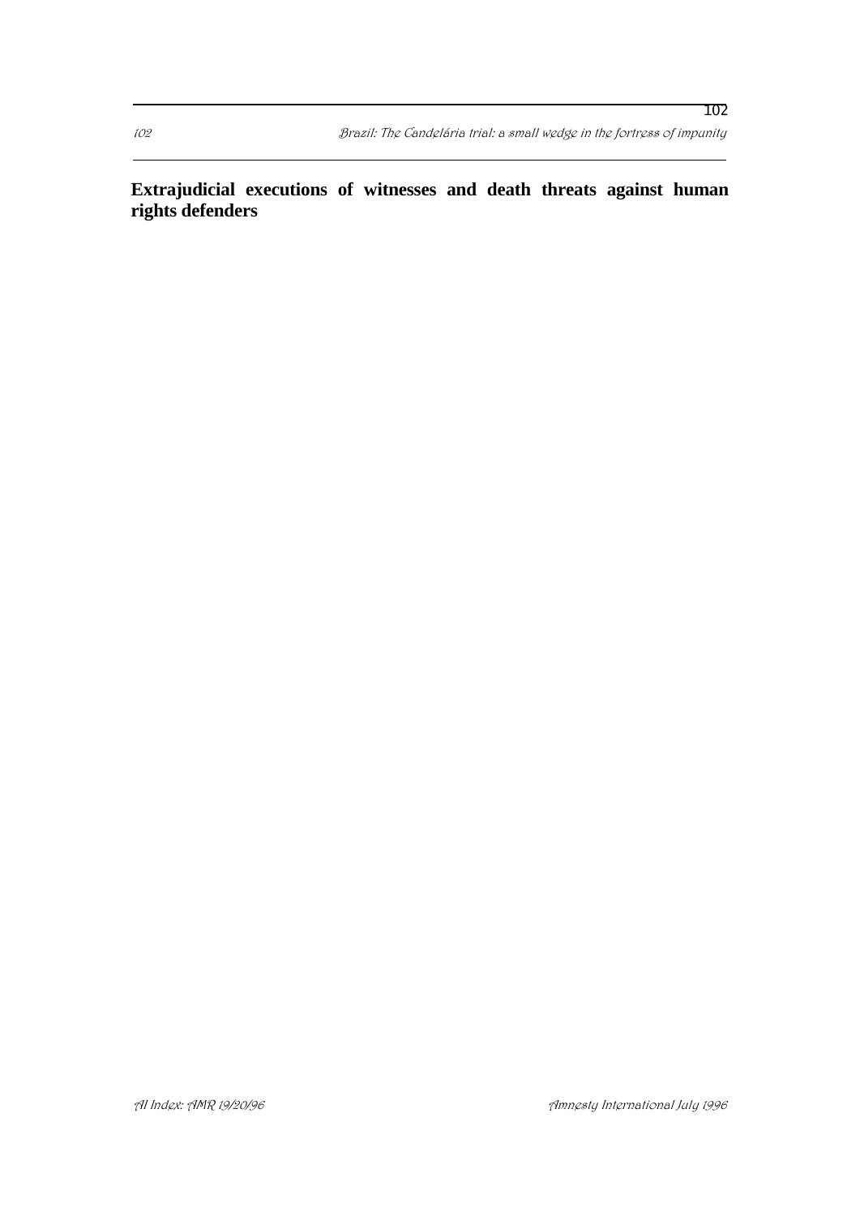**Extrajudicial executions of witnesses and death threats against human rights defenders**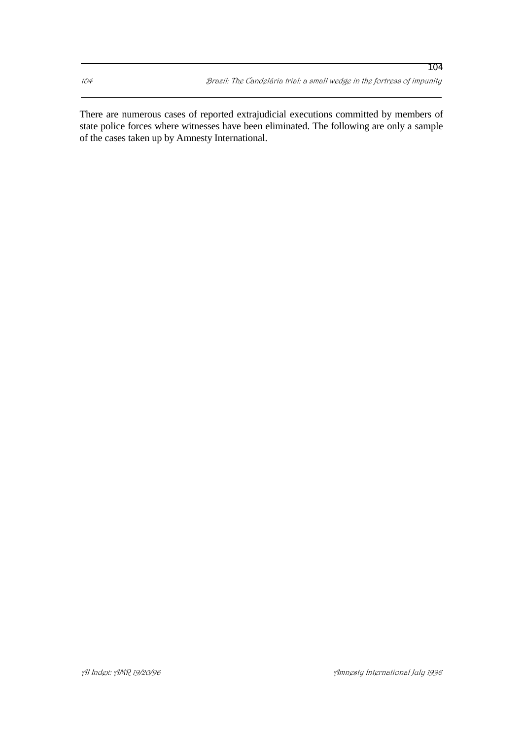There are numerous cases of reported extrajudicial executions committed by members of state police forces where witnesses have been eliminated. The following are only a sample of the cases taken up by Amnesty International.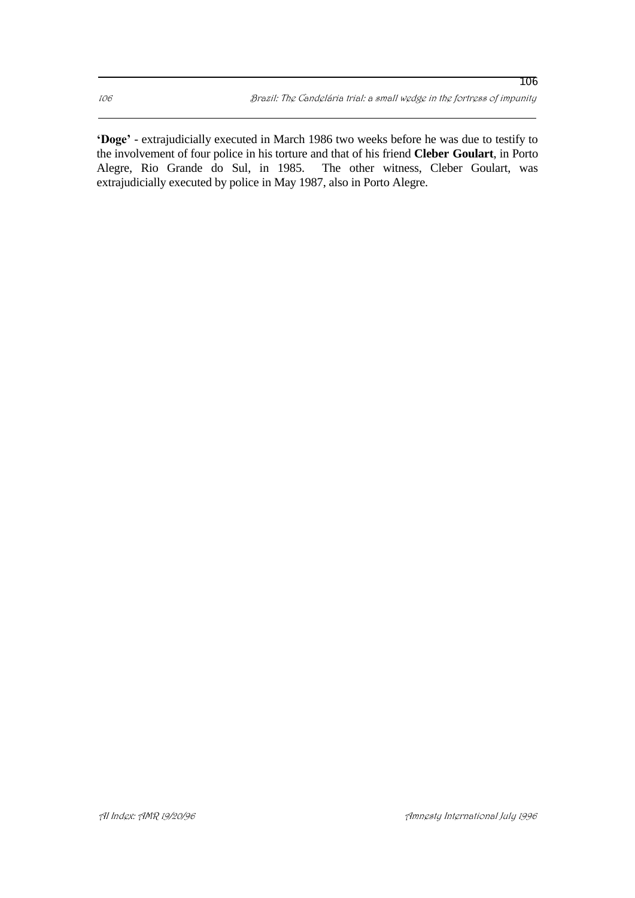**'Doge'** - extrajudicially executed in March 1986 two weeks before he was due to testify to the involvement of four police in his torture and that of his friend **Cleber Goulart**, in Porto Alegre, Rio Grande do Sul, in 1985. The other witness, Cleber Goulart, was extrajudicially executed by police in May 1987, also in Porto Alegre.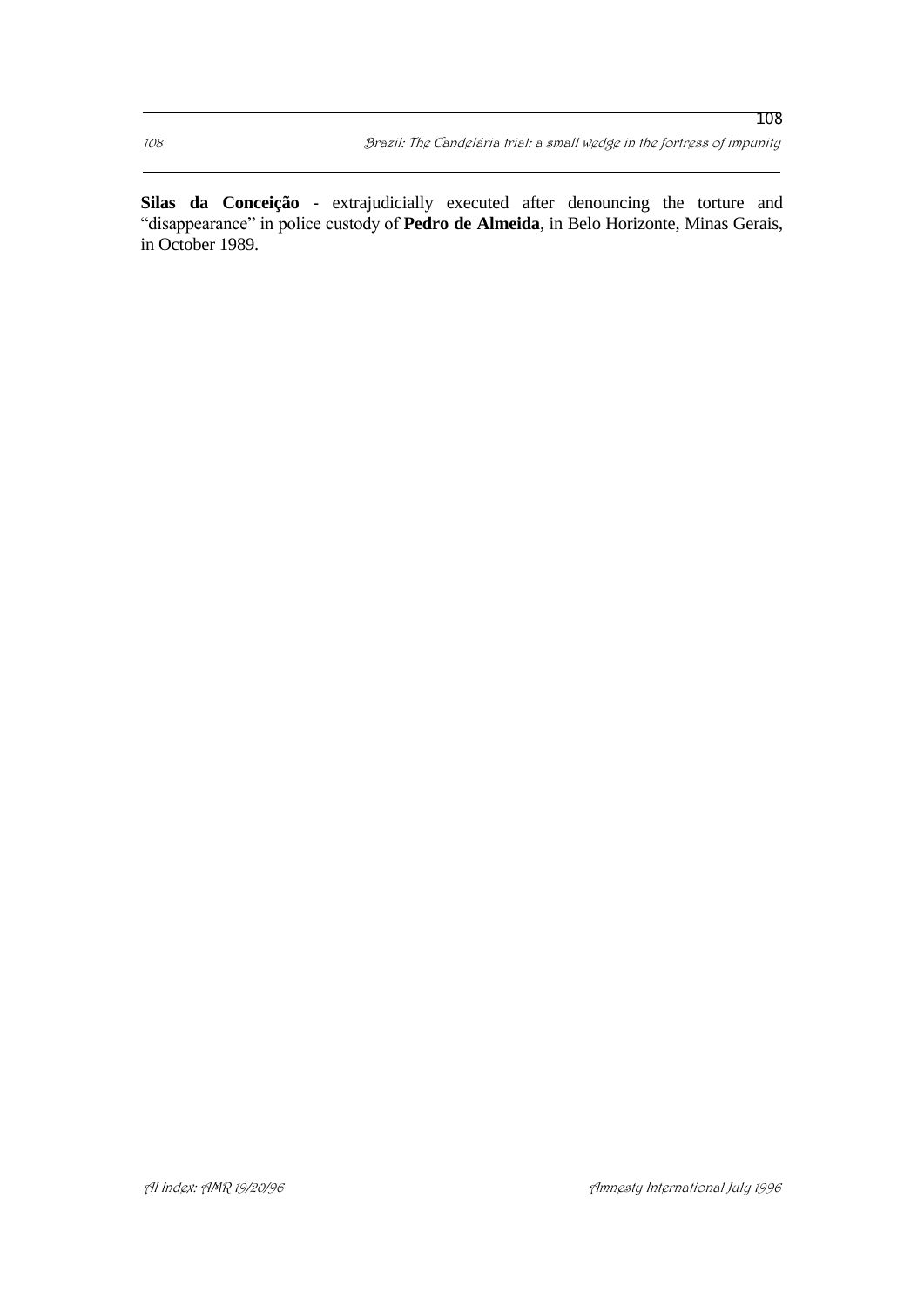**Silas da Conceição** - extrajudicially executed after denouncing the torture and "disappearance" in police custody of **Pedro de Almeida**, in Belo Horizonte, Minas Gerais, in October 1989.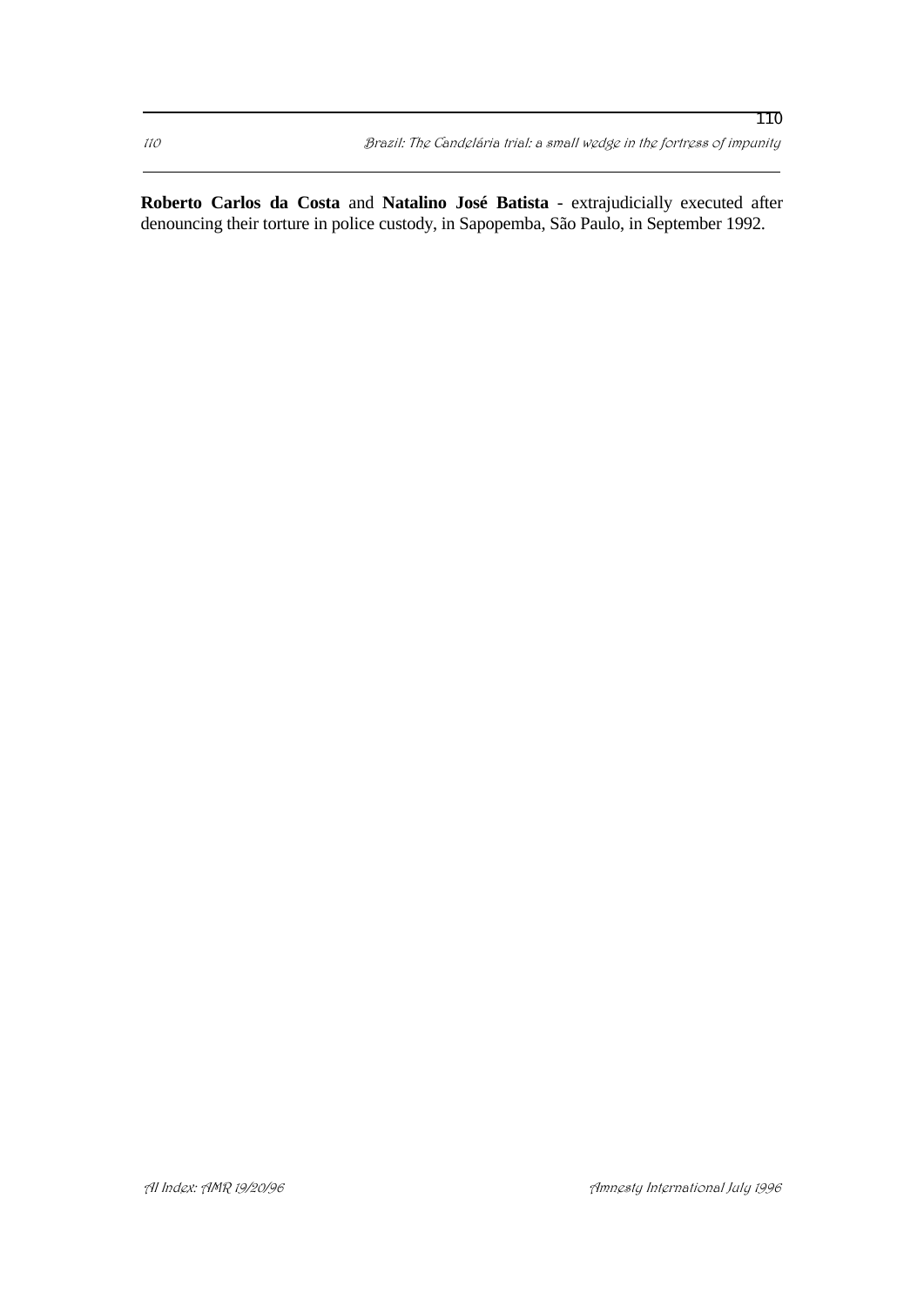**Roberto Carlos da Costa** and **Natalino José Batista** - extrajudicially executed after denouncing their torture in police custody, in Sapopemba, São Paulo, in September 1992.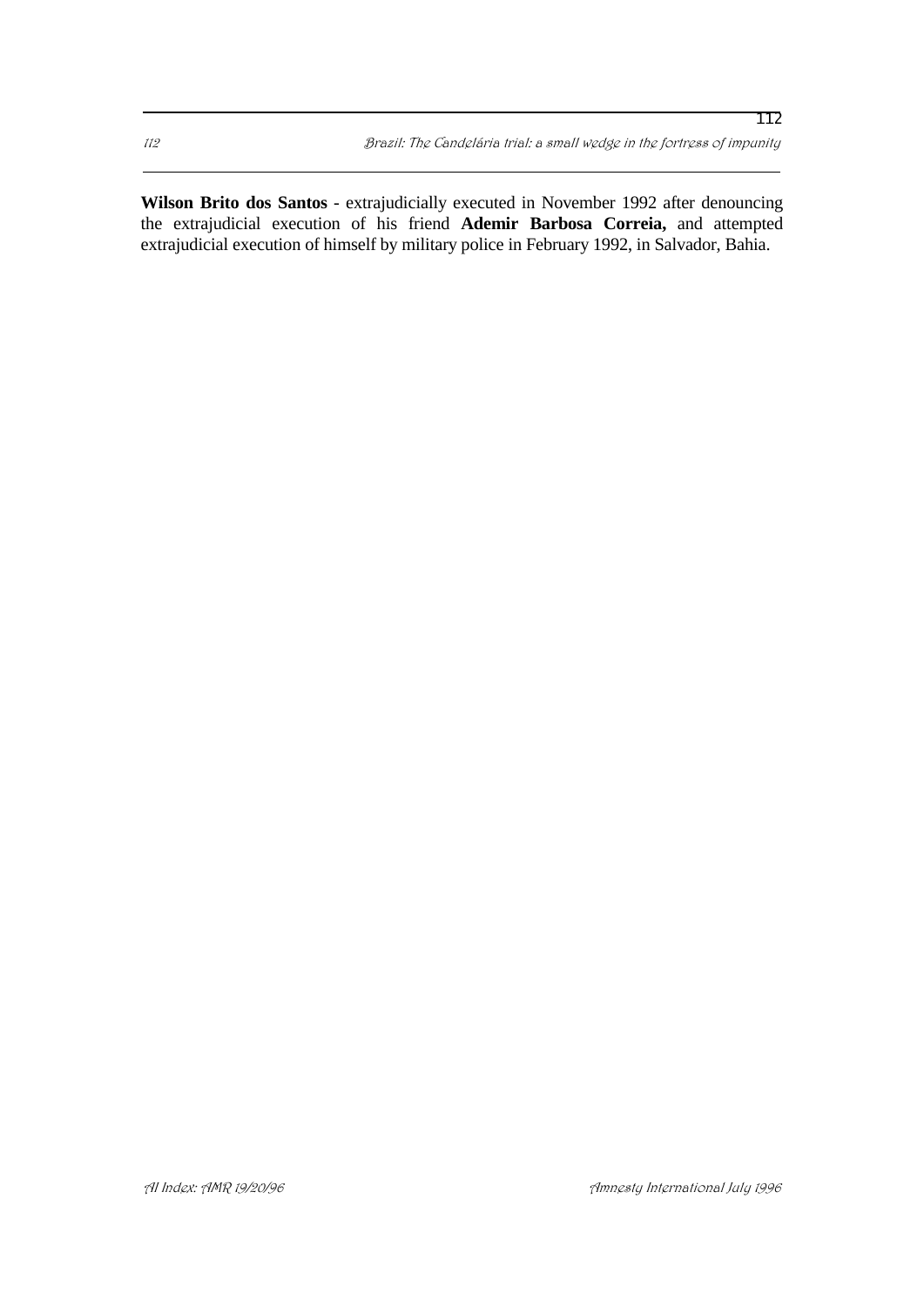**Wilson Brito dos Santos** - extrajudicially executed in November 1992 after denouncing the extrajudicial execution of his friend **Ademir Barbosa Correia,** and attempted extrajudicial execution of himself by military police in February 1992, in Salvador, Bahia.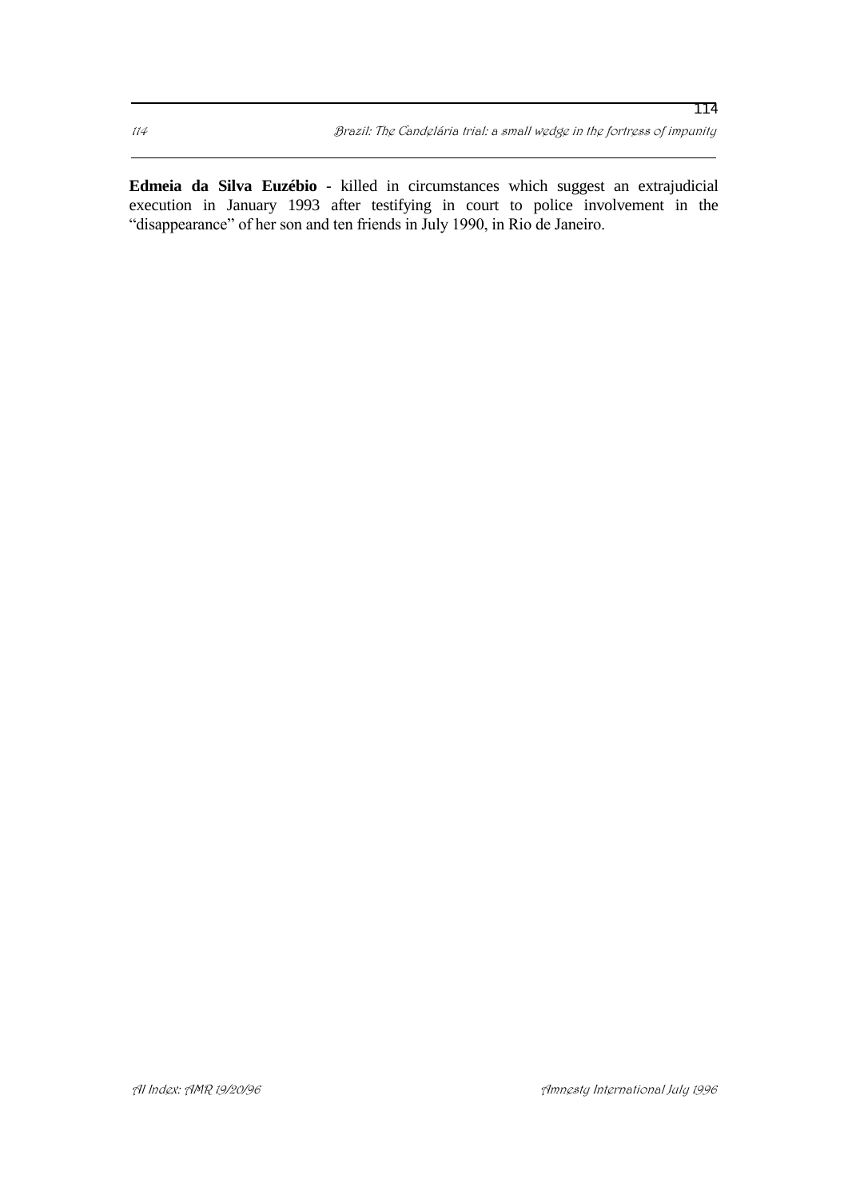**Edmeia da Silva Euzébio** - killed in circumstances which suggest an extrajudicial execution in January 1993 after testifying in court to police involvement in the "disappearance" of her son and ten friends in July 1990, in Rio de Janeiro.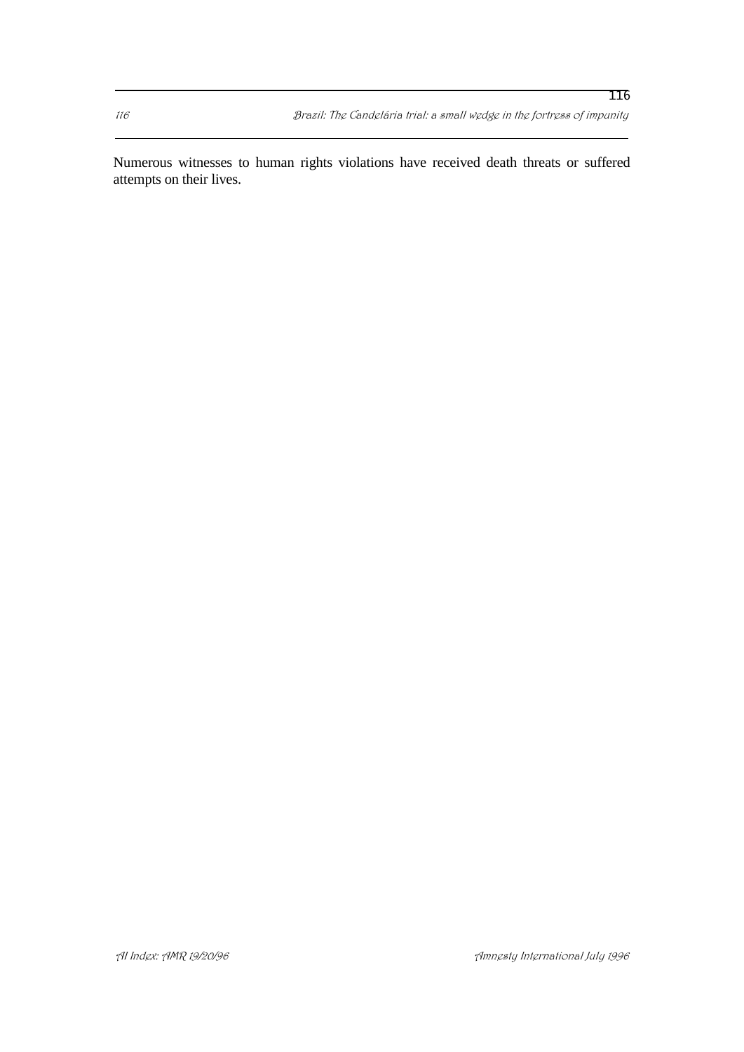Numerous witnesses to human rights violations have received death threats or suffered attempts on their lives.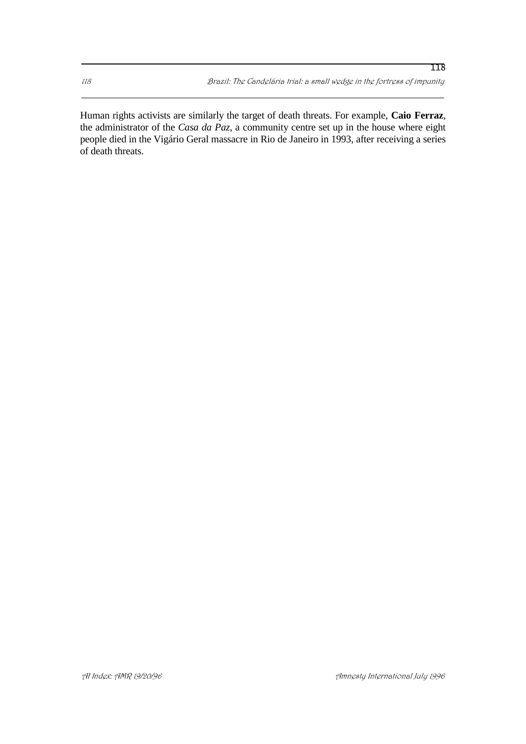Human rights activists are similarly the target of death threats. For example, **Caio Ferraz**, the administrator of the *Casa da Paz*, a community centre set up in the house where eight people died in the Vigário Geral massacre in Rio de Janeiro in 1993, after receiving a series of death threats.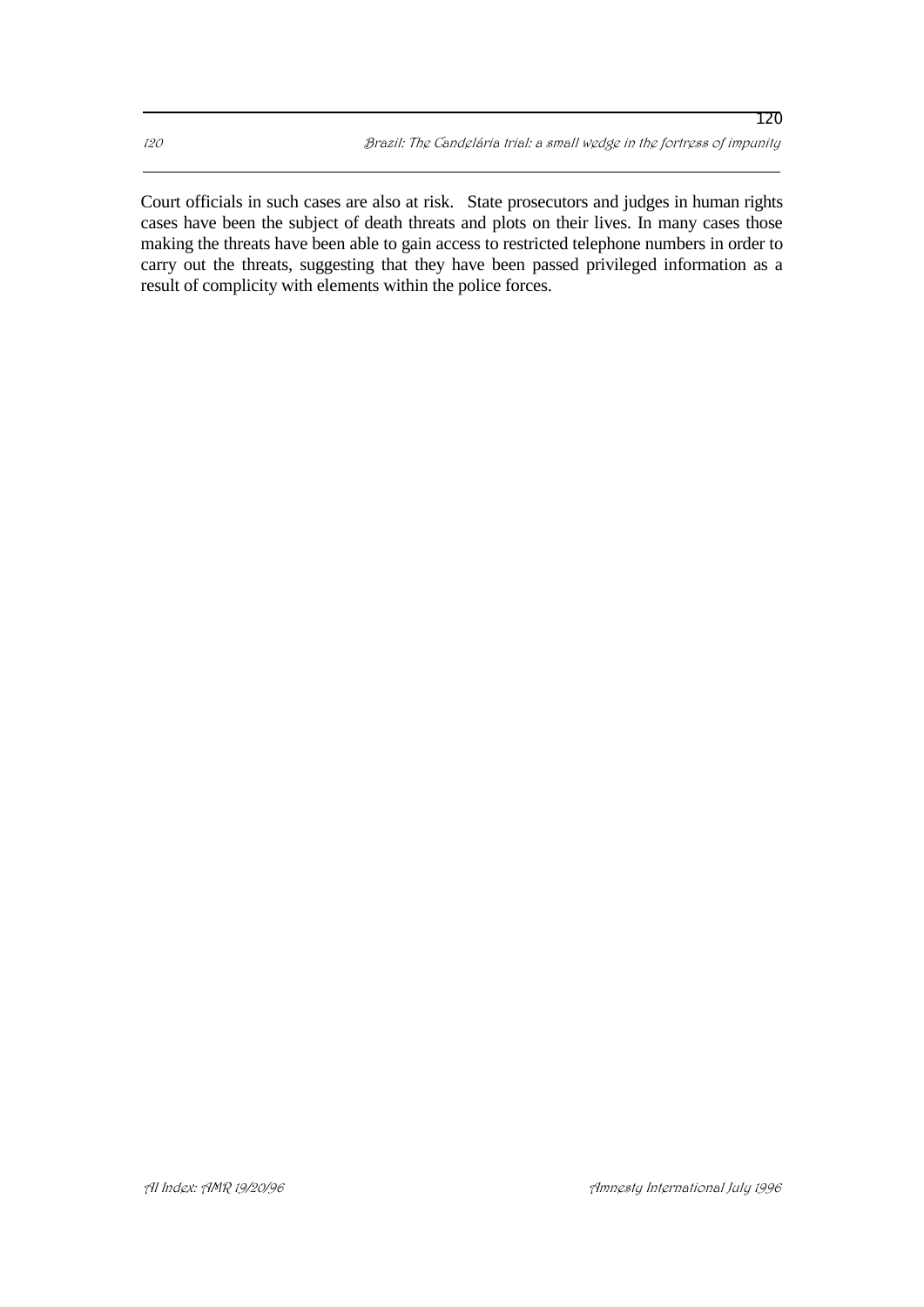Court officials in such cases are also at risk. State prosecutors and judges in human rights cases have been the subject of death threats and plots on their lives. In many cases those making the threats have been able to gain access to restricted telephone numbers in order to carry out the threats, suggesting that they have been passed privileged information as a result of complicity with elements within the police forces.